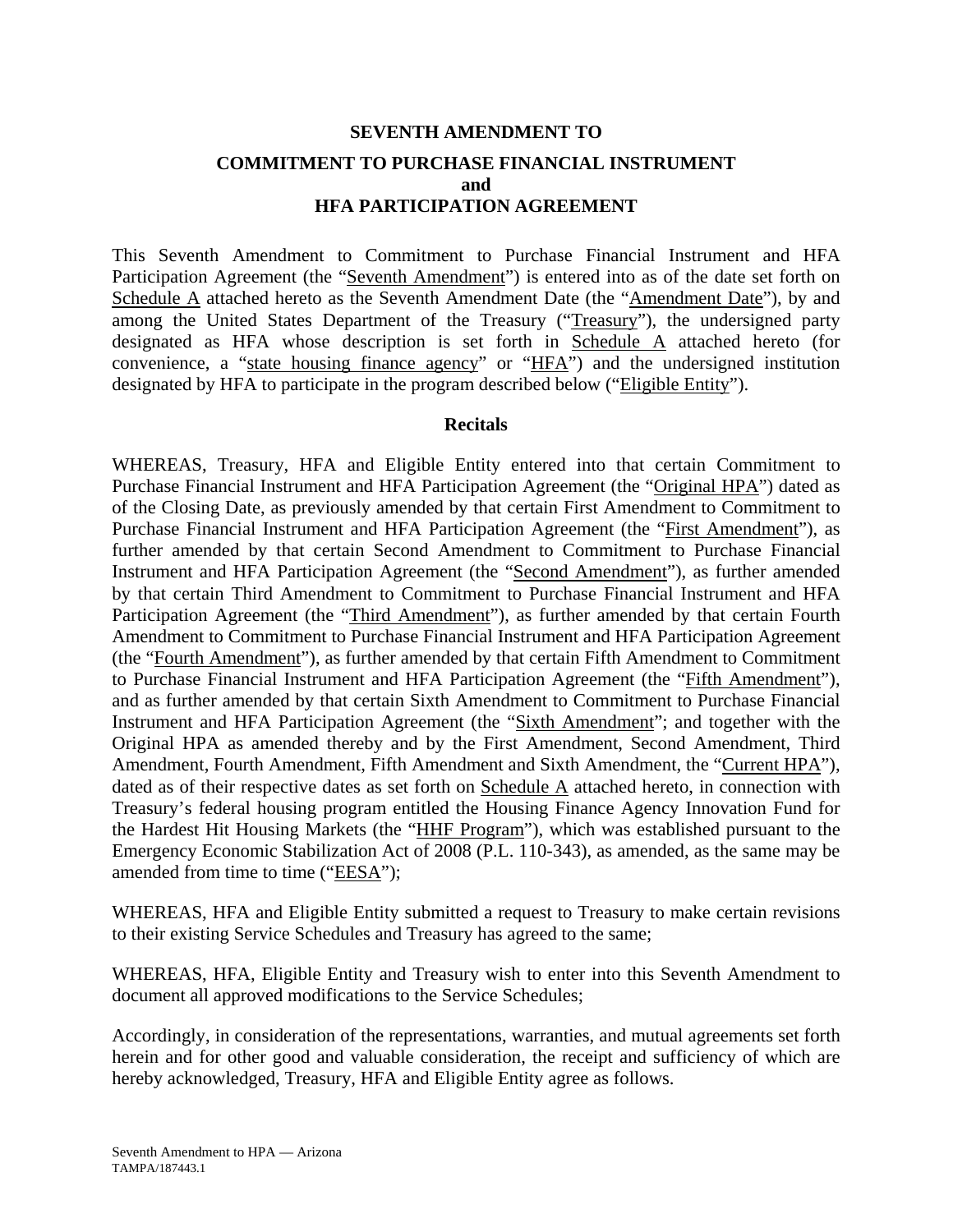# SEVENTH AMENDMENT TO

## COMMITMENT TO PURCHASE FINANCIAL INSTRUMENT and HFA PARTICIPATION AGREEMENT

This Seventh Amendment to Commitment to Purchase Financial Instrument and HFA Participation Agreement (the "Seventh Amendment") is entered into as of the date set forth on Schedule A attached hereto as the Seventh Amendment Date (the "Amendment Date"), by and among the United States Department of the Treasury ("Treasury"), the undersigned party designated as HFA whose description is set forth in Schedule A attached hereto (for convenience, a "state housing finance agency" or "HFA") and the undersigned institution designated by HFA to participate in the program described below ("Eligible Entity").

### Recitals

WHEREAS, Treasury, HFA and Eligible Entity entered into that certain Commitment to Purchase Financial Instrument and HFA Participation Agreement (the "Original HPA") dated as of the Closing Date, as previously amended by that certain First Amendment to Commitment to Purchase Financial Instrument and HFA Participation Agreement (the "First Amendment"), as further amended by that certain Second Amendment to Commitment to Purchase Financial Instrument and HFA Participation Agreement (the "Second Amendment"), as further amended by that certain Third Amendment to Commitment to Purchase Financial Instrument and HFA Participation Agreement (the "Third Amendment"), as further amended by that certain Fourth Amendment to Commitment to Purchase Financial Instrument and HFA Participation Agreement (the "Fourth Amendment"), as further amended by that certain Fifth Amendment to Commitment to Purchase Financial Instrument and HFA Participation Agreement (the "Fifth Amendment"), and as further amended by that certain Sixth Amendment to Commitment to Purchase Financial Instrument and HFA Participation Agreement (the "Sixth Amendment"; and together with the Original HPA as amended thereby and by the First Amendment, Second Amendment, Third Amendment, Fourth Amendment, Fifth Amendment and Sixth Amendment, the "Current HPA"), dated as of their respective dates as set forth on Schedule A attached hereto, in connection with Treasury's federal housing program entitled the Housing Finance Agency Innovation Fund for the Hardest Hit Housing Markets (the "HHF Program"), which was established pursuant to the Emergency Economic Stabilization Act of 2008 (P.L. 110-343), as amended, as the same may be amended from time to time ("EESA");

WHEREAS, HFA and Eligible Entity submitted a request to Treasury to make certain revisions to their existing Service Schedules and Treasury has agreed to the same;

WHEREAS, HFA, Eligible Entity and Treasury wish to enter into this Seventh Amendment to document all approved modifications to the Service Schedules;

Accordingly, in consideration of the representations, warranties, and mutual agreements set forth herein and for other good and valuable consideration, the receipt and sufficiency of which are hereby acknowledged, Treasury, HFA and Eligible Entity agree as follows.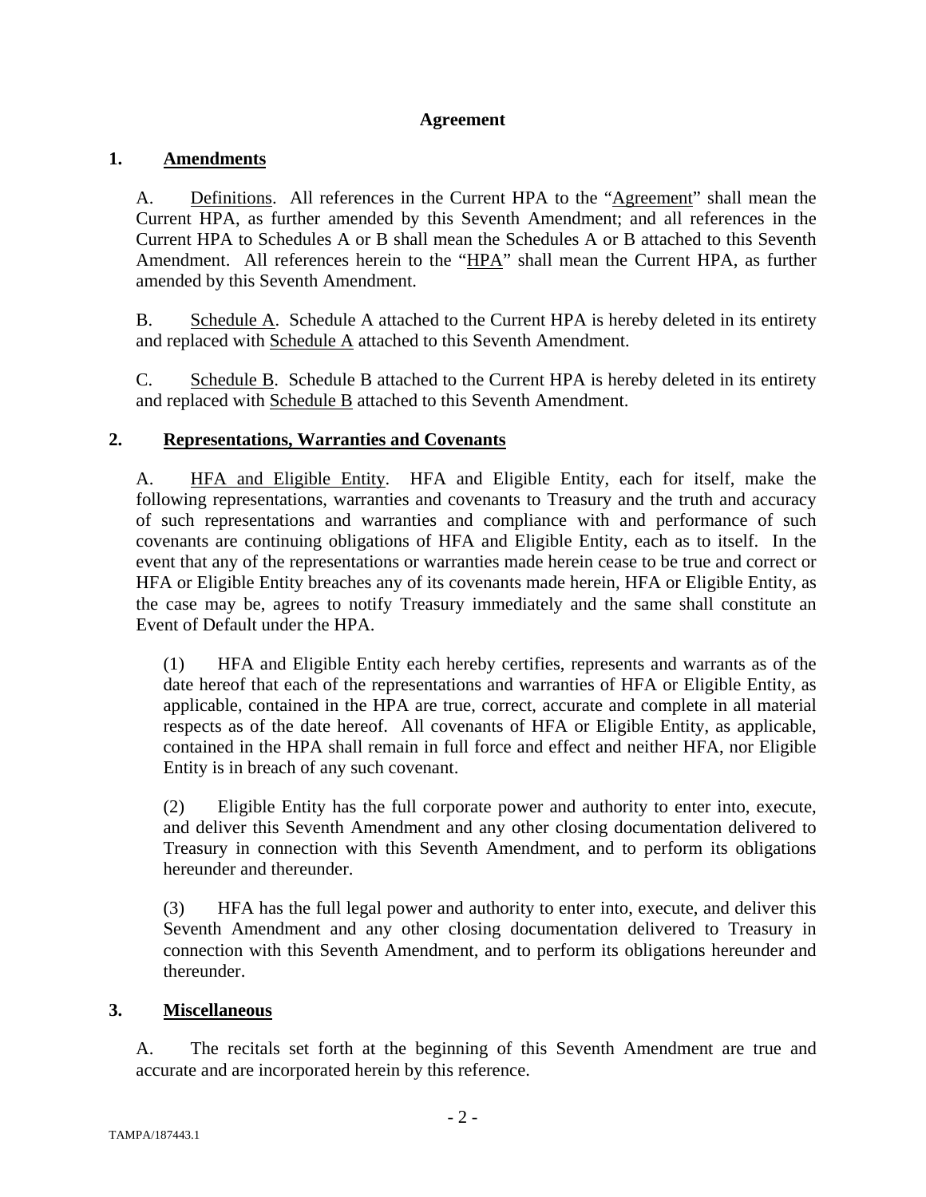**Agreement**

## 1. <u>Amendments</u>

A. <u>Definitions</u>. All references in the Current HPA to the "<u>Agreement</u>" shall mean the Current HPA, as further amended by this Seventh Amendment; and all references in the Current HPA to Schedules A or B shall mean the Schedules A or B attached to this Seventh Amendment. All references herein to the "<u>HPA</u>" shall mean the Current HPA, as further amended by this Seventh Amendment.

B. <u>Schedule A</u>. Schedule A attached to the Current HPA is hereby deleted in its entirety and replaced with <u>Schedule A</u> attached to this Seventh Amendment.

C. <u>Schedule B</u>. Schedule B attached to the Current HPA is hereby deleted in its entirety and replaced with <u>Schedule B</u> attached to this Seventh Amendment.

## 2. <u>Representations, Warranties and Covenants</u>

A. <u>HFA and Eligible Entity</u>. HFA and Eligible Entity, each for itself, make the following representations, warranties and covenants to Treasury and the truth and accuracy of such representations and warranties and compliance with and performance of such covenants are continuing obligations of HFA and Eligible Entity, each as to itself. In the event that any of the representations or warranties made herein cease to be true and correct or HFA or Eligible Entity breaches any of its covenants made herein, HFA or Eligible Entity, as the case may be, agrees to notify Treasury immediately and the same shall constitute an Event of Default under the HPA.

(1) HFA and Eligible Entity each hereby certifies, represents and warrants as of the date hereof that each of the representations and warranties of HFA or Eligible Entity, as applicable, contained in the HPA are true, correct, accurate and complete in all material respects as of the date hereof. All covenants of HFA or Eligible Entity, as applicable, contained in the HPA shall remain in full force and effect and neither HFA, nor Eligible Entity is in breach of any such covenant.

(2) Eligible Entity has the full corporate power and authority to enter into, execute, and deliver this Seventh Amendment and any other closing documentation delivered to Treasury in connection with this Seventh Amendment, and to perform its obligations hereunder and thereunder.

(3) HFA has the full legal power and authority to enter into, execute, and deliver this Seventh Amendment and any other closing documentation delivered to Treasury in connection with this Seventh Amendment, and to perform its obligations hereunder and thereunder.

## 3. <u>Miscellaneous</u>

A. The recitals set forth at the beginning of this Seventh Amendment are true and accurate and are incorporated herein by this reference.

TAMPA/187443.1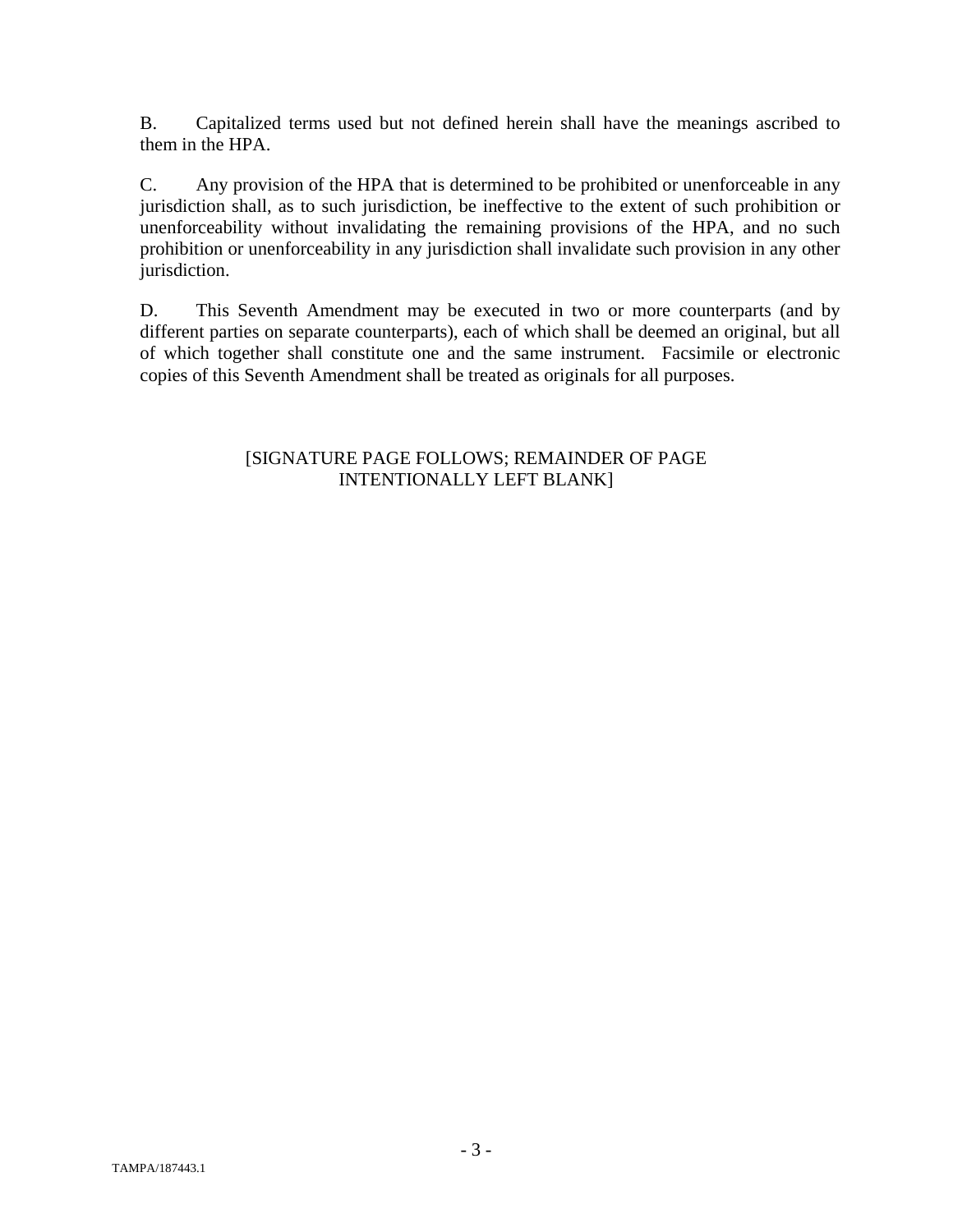B. Capitalized terms used but not defined herein shall have the meanings ascribed to them in the HPA.

C. Any provision of the HPA that is determined to be prohibited or unenforceable in any jurisdiction shall, as to such jurisdiction, be ineffective to the extent of such prohibition or unenforceability without invalidating the remaining provisions of the HPA, and no such prohibition or unenforceability in any jurisdiction shall invalidate such provision in any other jurisdiction.

D. This Seventh Amendment may be executed in two or more counterparts (and by different parties on separate counterparts), each of which shall be deemed an original, but all of which together shall constitute one and the same instrument. Facsimile or electronic copies of this Seventh Amendment shall be treated as originals for all purposes.

[SIGNATURE PAGE FOLLOWS; REMAINDER OF PAGE INTENTIONALLY LEFT BLANK]

TAMPA/187443.1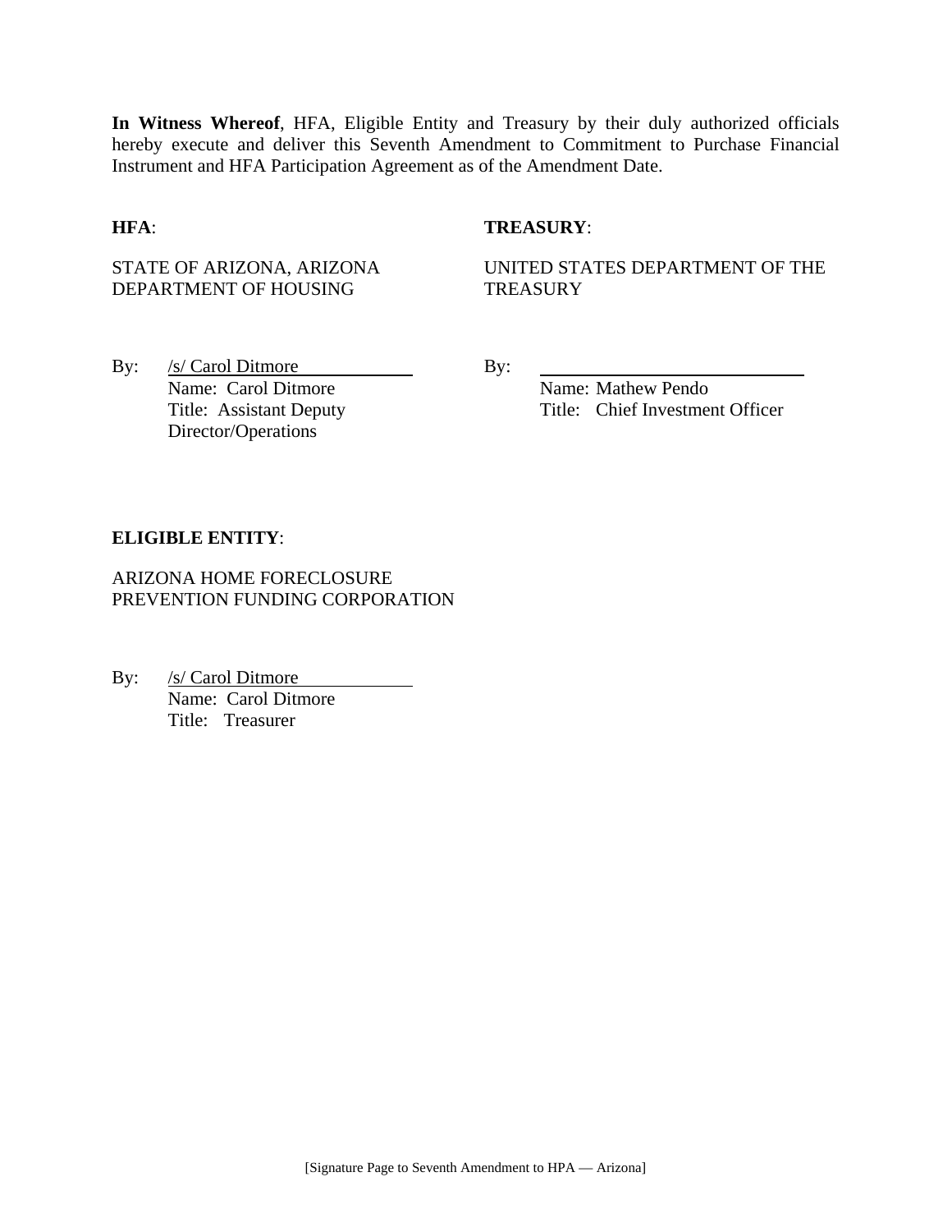**In Witness Whereof**, HFA, Eligible Entity and Treasury by their duly authorized officials hereby execute and deliver this Seventh Amendment to Commitment to Purchase Financial Instrument and HFA Participation Agreement as of the Amendment Date.

**HFA**:

STATE OF ARIZONA, ARIZONA DEPARTMENT OF HOUSING

By: /s/ Carol Ditmore
Name: Carol Ditmore
Title: Assistant Deputy Director/Operations

**TREASURY**:

UNITED STATES DEPARTMENT OF THE TREASURY

By: ______________________
Name: Mathew Pendo
Title: Chief Investment Officer

**ELIGIBLE ENTITY**:

ARIZONA HOME FORECLOSURE PREVENTION FUNDING CORPORATION

By: /s/ Carol Ditmore
Name: Carol Ditmore
Title: Treasurer

[Signature Page to Seventh Amendment to HPA — Arizona]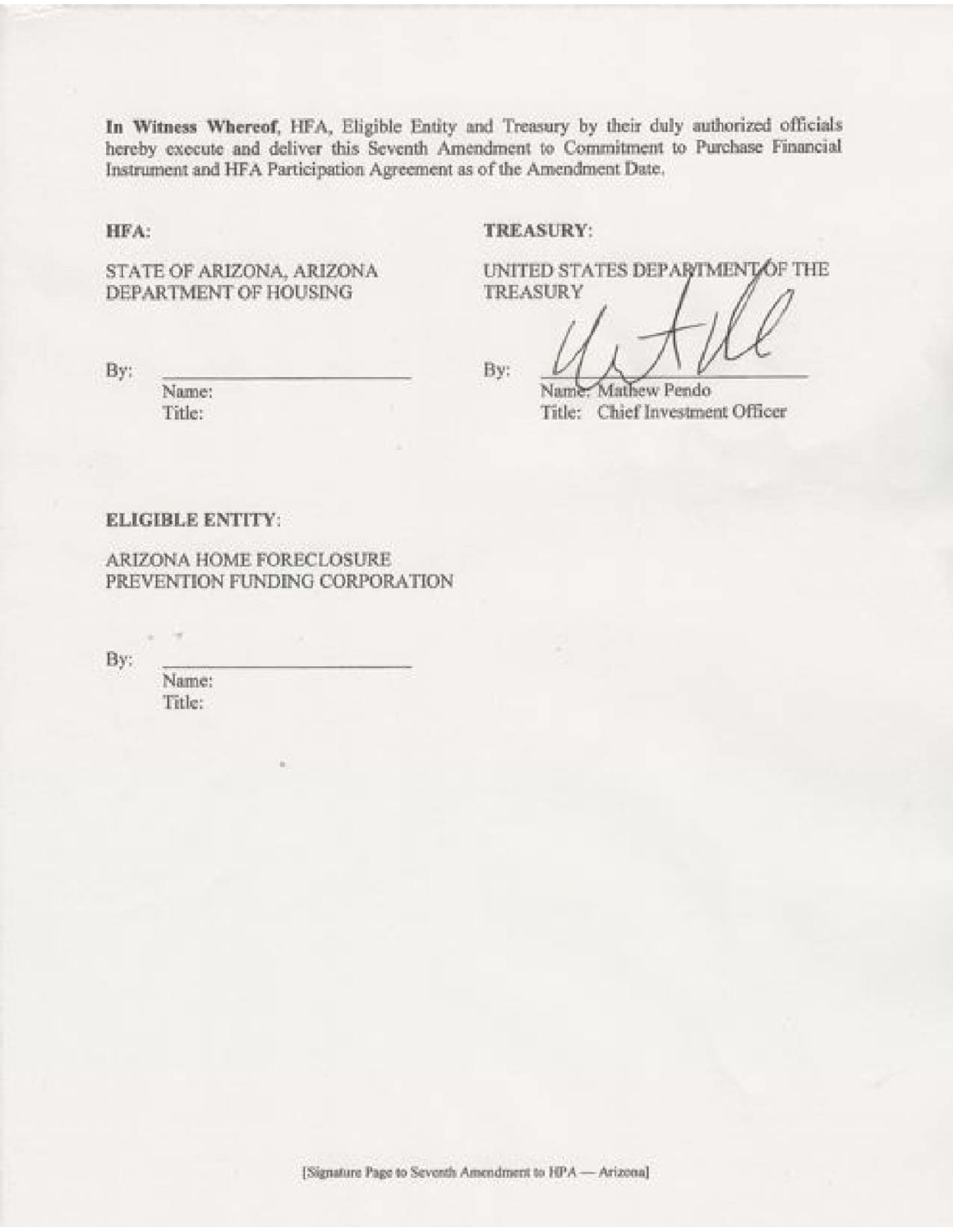**In Witness Whereof**, HFA, Eligible Entity and Treasury by their duly authorized officials hereby execute and deliver this Seventh Amendment to Commitment to Purchase Financial Instrument and HFA Participation Agreement as of the Amendment Date.

**HFA:**

STATE OF ARIZONA, ARIZONA DEPARTMENT OF HOUSING

By: \_\_\_\_\_\_\_\_\_\_\_\_\_\_\_\_\_\_\_\_\_\_\_\_
Name:
Title:

**TREASURY:**

UNITED STATES DEPARTMENT OF THE TREASURY

By: \_\_\_\_\_\_\_\_\_\_\_\_\_\_\_\_\_\_\_\_\_\_\_\_
Name: Mathew Pendo
Title: Chief Investment Officer

**ELIGIBLE ENTITY:**

ARIZONA HOME FORECLOSURE PREVENTION FUNDING CORPORATION

By: \_\_\_\_\_\_\_\_\_\_\_\_\_\_\_\_\_\_\_\_\_\_\_\_
Name:
Title:

[Signature Page to Seventh Amendment to HPA — Arizona]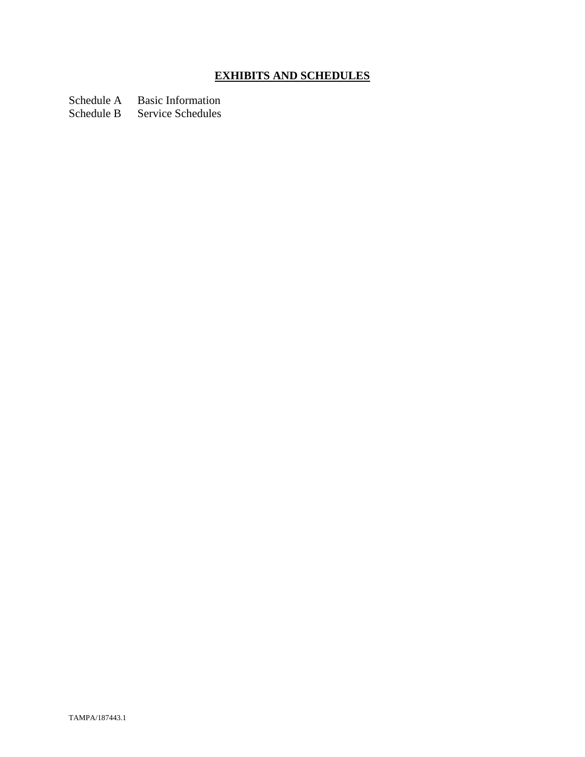## EXHIBITS AND SCHEDULES

Schedule A Basic Information
Schedule B Service Schedules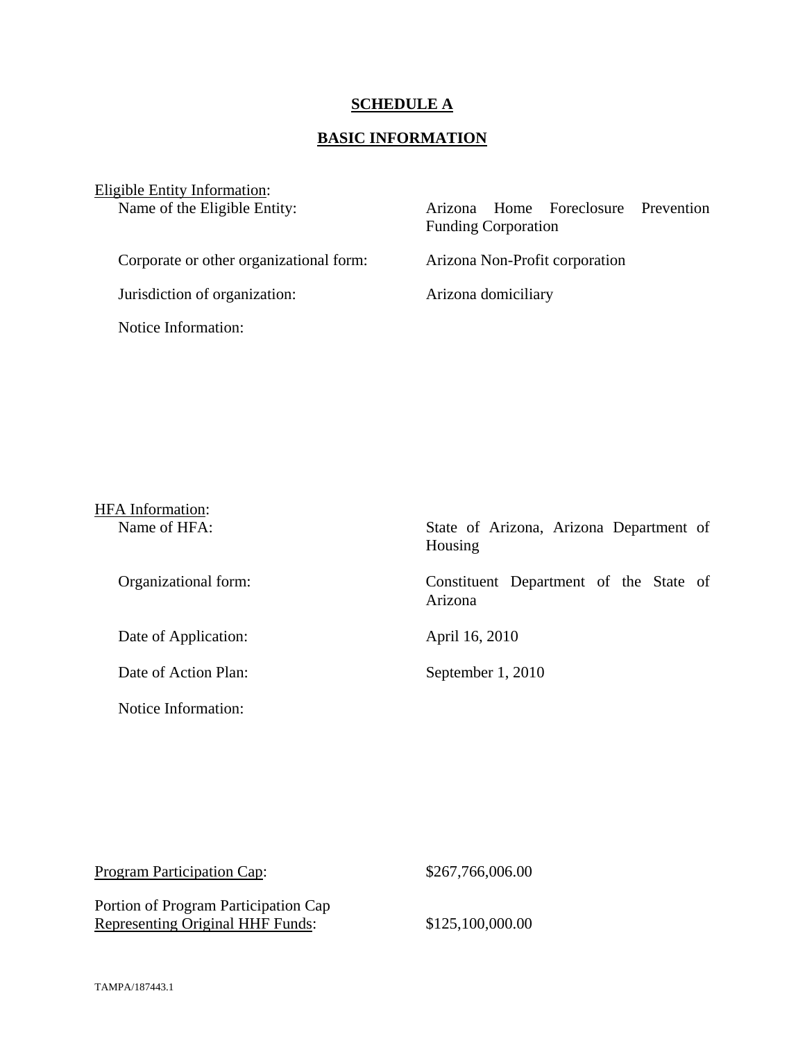# SCHEDULE A

## BASIC INFORMATION

Eligible Entity Information:

| | |
|---|---|
| Name of the Eligible Entity: | Arizona Home Foreclosure Prevention Funding Corporation |
| Corporate or other organizational form: | Arizona Non-Profit corporation |
| Jurisdiction of organization: | Arizona domiciliary |
| Notice Information: | |

HFA Information:

| | |
|---|---|
| Name of HFA: | State of Arizona, Arizona Department of Housing |
| Organizational form: | Constituent Department of the State of Arizona |
| Date of Application: | April 16, 2010 |
| Date of Action Plan: | September 1, 2010 |
| Notice Information: | |

| | |
|---|---|
| Program Participation Cap: | $267,766,006.00 |
| Portion of Program Participation Cap Representing Original HHF Funds: | $125,100,000.00 |

TAMPA/187443.1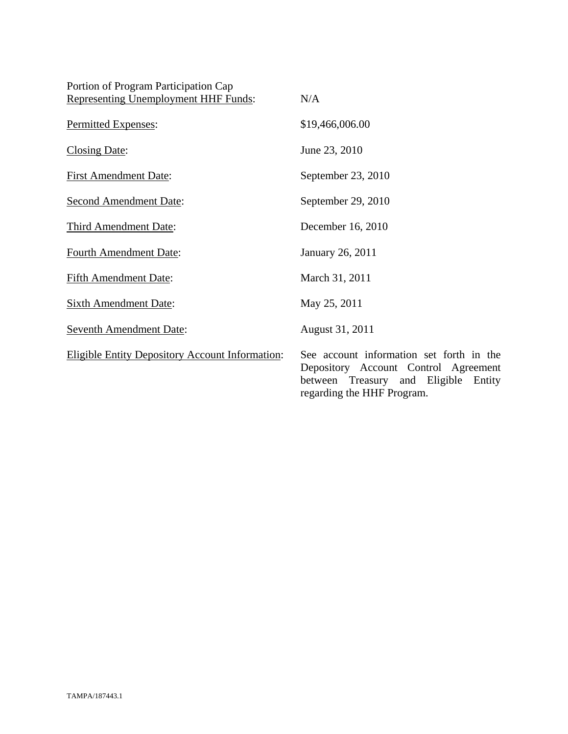| | |
|---|---|
| Portion of Program Participation Cap Representing Unemployment HHF Funds: | N/A |
| Permitted Expenses: | $19,466,006.00 |
| Closing Date: | June 23, 2010 |
| First Amendment Date: | September 23, 2010 |
| Second Amendment Date: | September 29, 2010 |
| Third Amendment Date: | December 16, 2010 |
| Fourth Amendment Date: | January 26, 2011 |
| Fifth Amendment Date: | March 31, 2011 |
| Sixth Amendment Date: | May 25, 2011 |
| Seventh Amendment Date: | August 31, 2011 |
| Eligible Entity Depository Account Information: | See account information set forth in the Depository Account Control Agreement between Treasury and Eligible Entity regarding the HHF Program. |

TAMPA/187443.1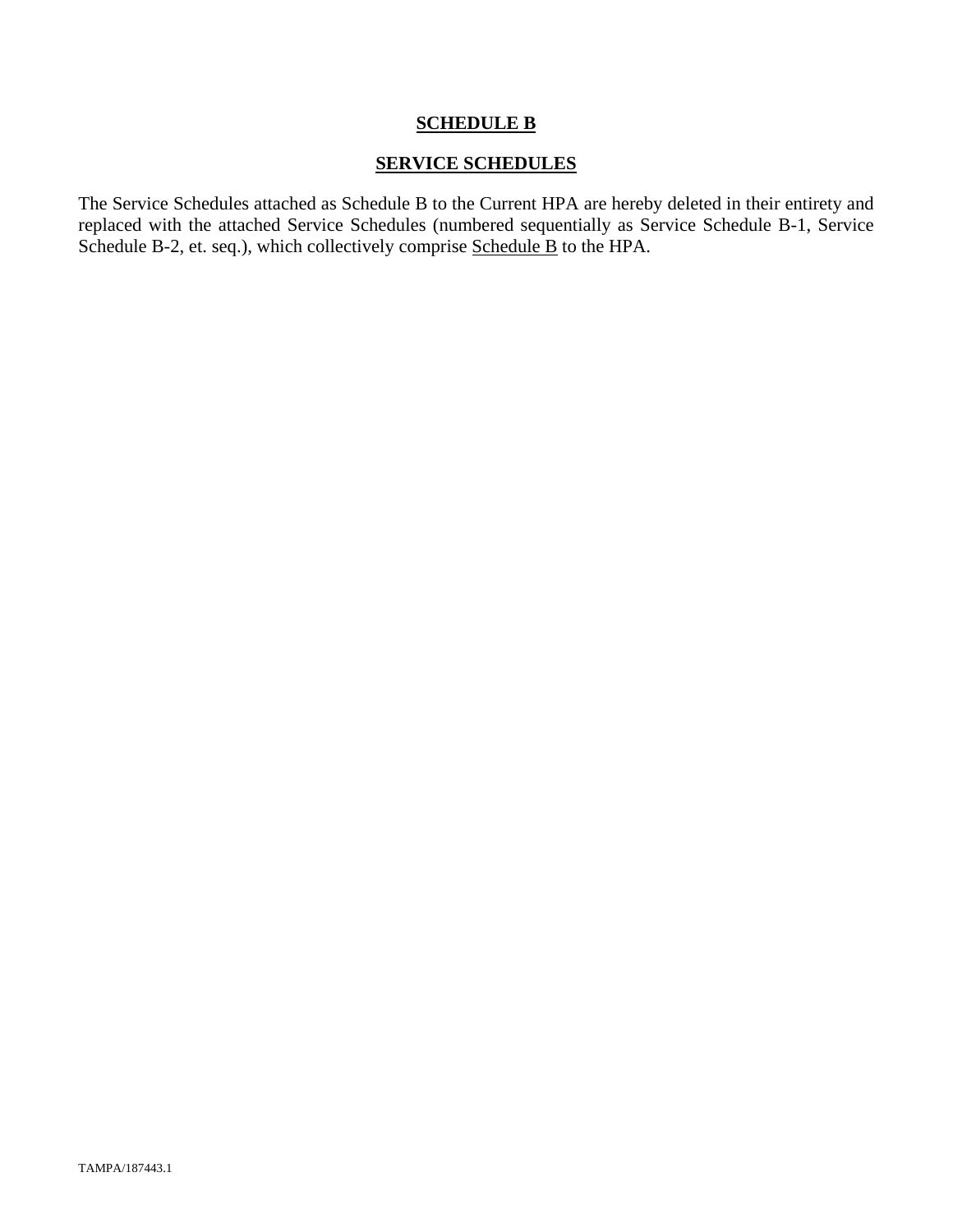# **SCHEDULE B**

## **SERVICE SCHEDULES**

The Service Schedules attached as Schedule B to the Current HPA are hereby deleted in their entirety and replaced with the attached Service Schedules (numbered sequentially as Service Schedule B-1, Service Schedule B-2, et. seq.), which collectively comprise Schedule B to the HPA.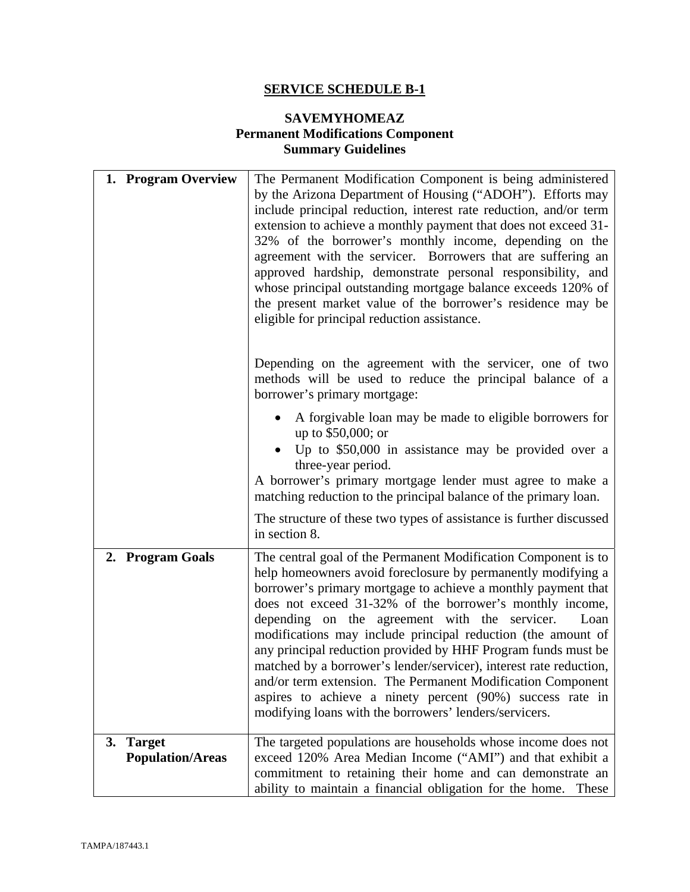## SERVICE SCHEDULE B-1

### SAVEMYHOMEAZ
### Permanent Modifications Component
### Summary Guidelines

| | |
|---|---|
| **1. Program Overview** | The Permanent Modification Component is being administered by the Arizona Department of Housing ("ADOH"). Efforts may include principal reduction, interest rate reduction, and/or term extension to achieve a monthly payment that does not exceed 31-32% of the borrower's monthly income, depending on the agreement with the servicer. Borrowers that are suffering an approved hardship, demonstrate personal responsibility, and whose principal outstanding mortgage balance exceeds 120% of the present market value of the borrower's residence may be eligible for principal reduction assistance.<br><br>Depending on the agreement with the servicer, one of two methods will be used to reduce the principal balance of a borrower's primary mortgage:<br><br>• A forgivable loan may be made to eligible borrowers for up to $50,000; or<br>• Up to $50,000 in assistance may be provided over a three-year period.<br><br>A borrower's primary mortgage lender must agree to make a matching reduction to the principal balance of the primary loan.<br><br>The structure of these two types of assistance is further discussed in section 8. |
| **2. Program Goals** | The central goal of the Permanent Modification Component is to help homeowners avoid foreclosure by permanently modifying a borrower's primary mortgage to achieve a monthly payment that does not exceed 31-32% of the borrower's monthly income, depending on the agreement with the servicer. Loan modifications may include principal reduction (the amount of any principal reduction provided by HHF Program funds must be matched by a borrower's lender/servicer), interest rate reduction, and/or term extension. The Permanent Modification Component aspires to achieve a ninety percent (90%) success rate in modifying loans with the borrowers' lenders/servicers. |
| **3. Target Population/Areas** | The targeted populations are households whose income does not exceed 120% Area Median Income ("AMI") and that exhibit a commitment to retaining their home and can demonstrate an ability to maintain a financial obligation for the home. These |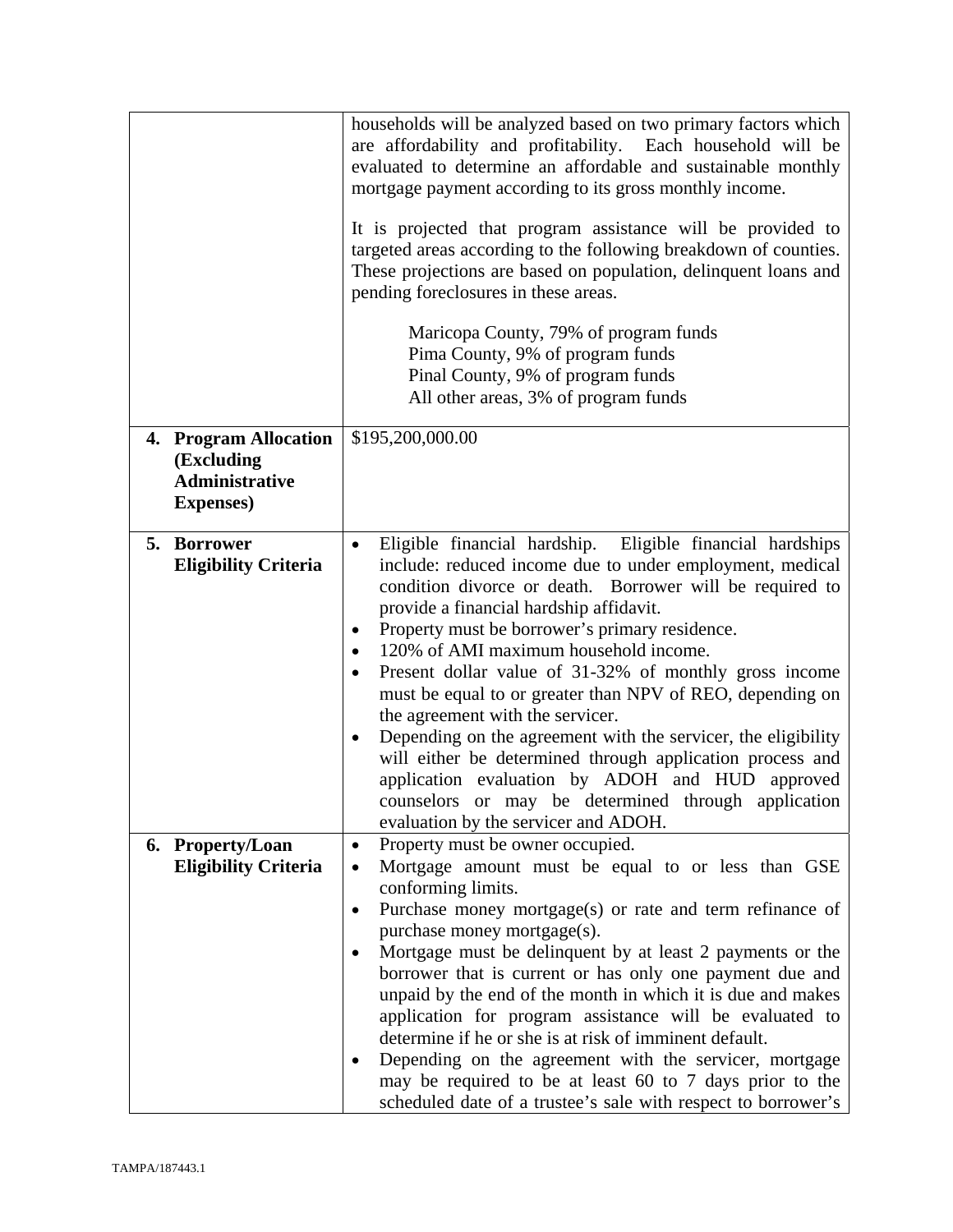| | |
|---|---|
| | households will be analyzed based on two primary factors which are affordability and profitability. Each household will be evaluated to determine an affordable and sustainable monthly mortgage payment according to its gross monthly income.<br><br>It is projected that program assistance will be provided to targeted areas according to the following breakdown of counties. These projections are based on population, delinquent loans and pending foreclosures in these areas.<br><br>Maricopa County, 79% of program funds<br>Pima County, 9% of program funds<br>Pinal County, 9% of program funds<br>All other areas, 3% of program funds |
| **4. Program Allocation (Excluding Administrative Expenses)** | $195,200,000.00 |
| **5. Borrower Eligibility Criteria** | • Eligible financial hardship. Eligible financial hardships include: reduced income due to under employment, medical condition divorce or death. Borrower will be required to provide a financial hardship affidavit.<br>• Property must be borrower's primary residence.<br>• 120% of AMI maximum household income.<br>• Present dollar value of 31-32% of monthly gross income must be equal to or greater than NPV of REO, depending on the agreement with the servicer.<br>• Depending on the agreement with the servicer, the eligibility will either be determined through application process and application evaluation by ADOH and HUD approved counselors or may be determined through application evaluation by the servicer and ADOH. |
| **6. Property/Loan Eligibility Criteria** | • Property must be owner occupied.<br>• Mortgage amount must be equal to or less than GSE conforming limits.<br>• Purchase money mortgage(s) or rate and term refinance of purchase money mortgage(s).<br>• Mortgage must be delinquent by at least 2 payments or the borrower that is current or has only one payment due and unpaid by the end of the month in which it is due and makes application for program assistance will be evaluated to determine if he or she is at risk of imminent default.<br>• Depending on the agreement with the servicer, mortgage may be required to be at least 60 to 7 days prior to the scheduled date of a trustee's sale with respect to borrower's |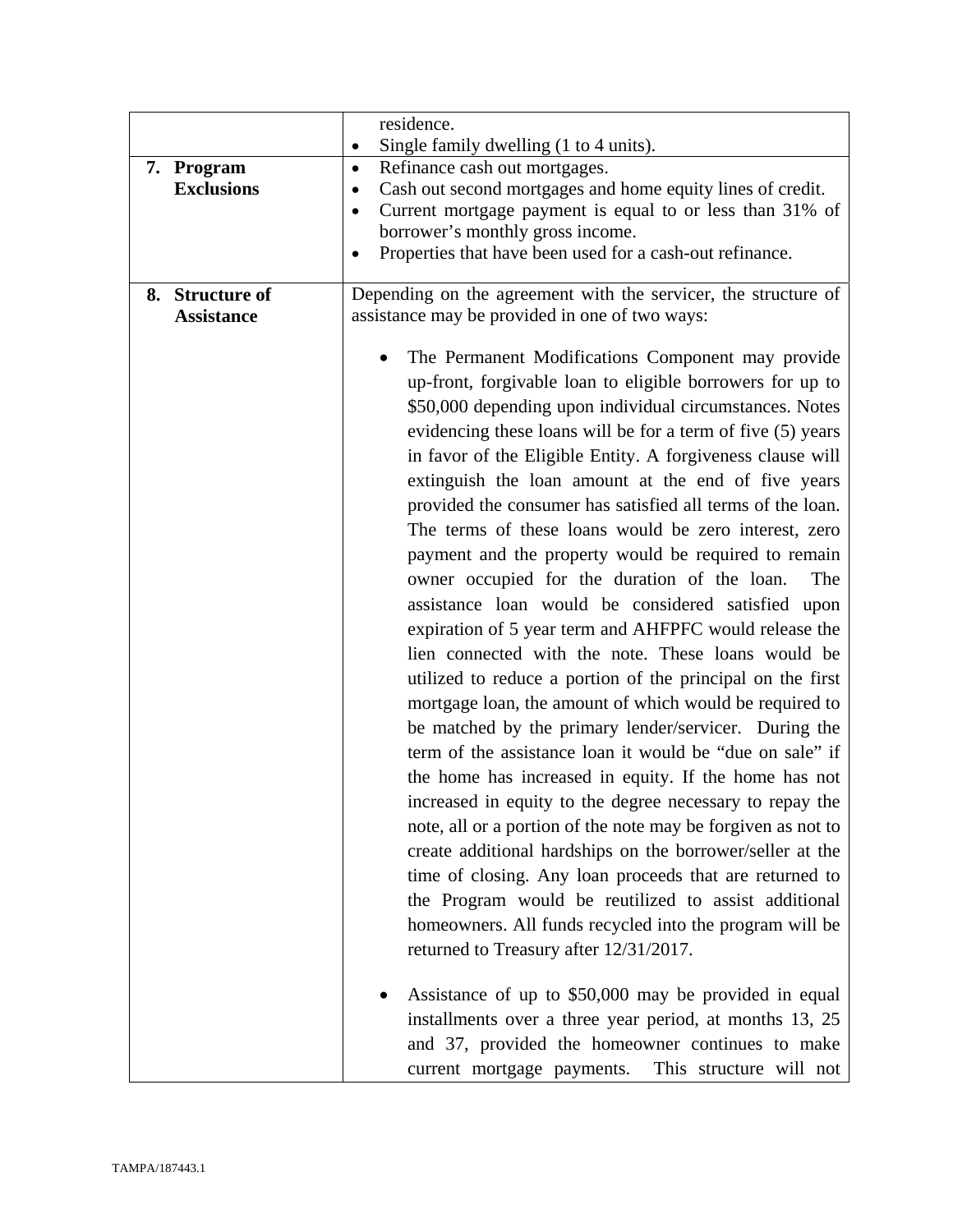| | |
|---|---|
| | residence.<br>• Single family dwelling (1 to 4 units). |
| **7. Program Exclusions** | • Refinance cash out mortgages.<br>• Cash out second mortgages and home equity lines of credit.<br>• Current mortgage payment is equal to or less than 31% of borrower's monthly gross income.<br>• Properties that have been used for a cash-out refinance. |
| **8. Structure of Assistance** | Depending on the agreement with the servicer, the structure of assistance may be provided in one of two ways:<br><br>• The Permanent Modifications Component may provide up-front, forgivable loan to eligible borrowers for up to \$50,000 depending upon individual circumstances. Notes evidencing these loans will be for a term of five (5) years in favor of the Eligible Entity. A forgiveness clause will extinguish the loan amount at the end of five years provided the consumer has satisfied all terms of the loan. The terms of these loans would be zero interest, zero payment and the property would be required to remain owner occupied for the duration of the loan. The assistance loan would be considered satisfied upon expiration of 5 year term and AHFPFC would release the lien connected with the note. These loans would be utilized to reduce a portion of the principal on the first mortgage loan, the amount of which would be required to be matched by the primary lender/servicer. During the term of the assistance loan it would be "due on sale" if the home has increased in equity. If the home has not increased in equity to the degree necessary to repay the note, all or a portion of the note may be forgiven as not to create additional hardships on the borrower/seller at the time of closing. Any loan proceeds that are returned to the Program would be reutilized to assist additional homeowners. All funds recycled into the program will be returned to Treasury after 12/31/2017.<br><br>• Assistance of up to \$50,000 may be provided in equal installments over a three year period, at months 13, 25 and 37, provided the homeowner continues to make current mortgage payments. This structure will not |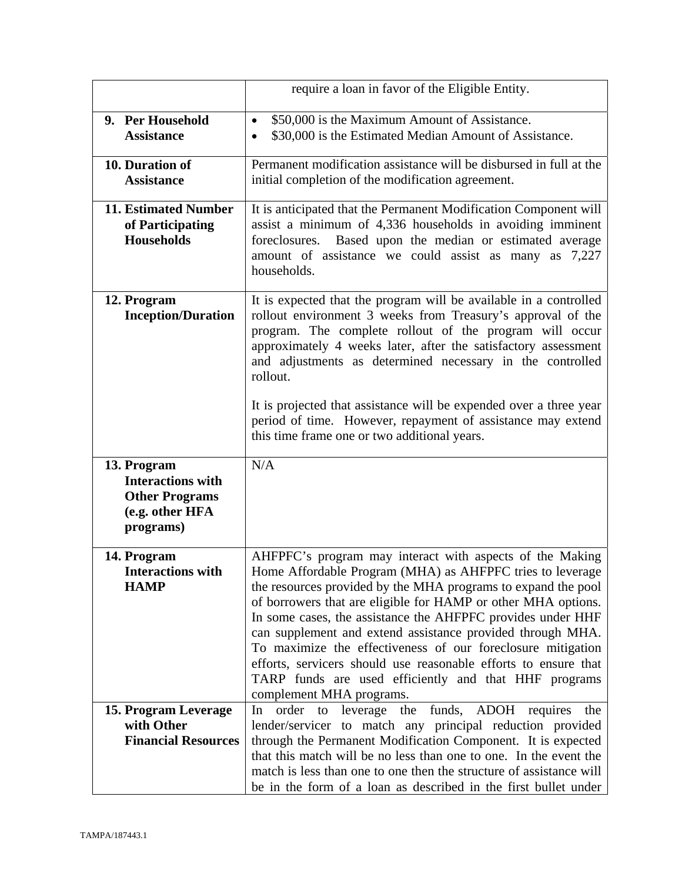| | |
|---|---|
| | require a loan in favor of the Eligible Entity. |
| **9. Per Household Assistance** | • $50,000 is the Maximum Amount of Assistance.<br>• $30,000 is the Estimated Median Amount of Assistance. |
| **10. Duration of Assistance** | Permanent modification assistance will be disbursed in full at the initial completion of the modification agreement. |
| **11. Estimated Number of Participating Households** | It is anticipated that the Permanent Modification Component will assist a minimum of 4,336 households in avoiding imminent foreclosures. Based upon the median or estimated average amount of assistance we could assist as many as 7,227 households. |
| **12. Program Inception/Duration** | It is expected that the program will be available in a controlled rollout environment 3 weeks from Treasury's approval of the program. The complete rollout of the program will occur approximately 4 weeks later, after the satisfactory assessment and adjustments as determined necessary in the controlled rollout.<br><br>It is projected that assistance will be expended over a three year period of time. However, repayment of assistance may extend this time frame one or two additional years. |
| **13. Program Interactions with Other Programs (e.g. other HFA programs)** | N/A |
| **14. Program Interactions with HAMP** | AHFPFC's program may interact with aspects of the Making Home Affordable Program (MHA) as AHFPFC tries to leverage the resources provided by the MHA programs to expand the pool of borrowers that are eligible for HAMP or other MHA options. In some cases, the assistance the AHFPFC provides under HHF can supplement and extend assistance provided through MHA. To maximize the effectiveness of our foreclosure mitigation efforts, servicers should use reasonable efforts to ensure that TARP funds are used efficiently and that HHF programs complement MHA programs. |
| **15. Program Leverage with Other Financial Resources** | In order to leverage the funds, ADOH requires the lender/servicer to match any principal reduction provided through the Permanent Modification Component. It is expected that this match will be no less than one to one. In the event the match is less than one to one then the structure of assistance will be in the form of a loan as described in the first bullet under |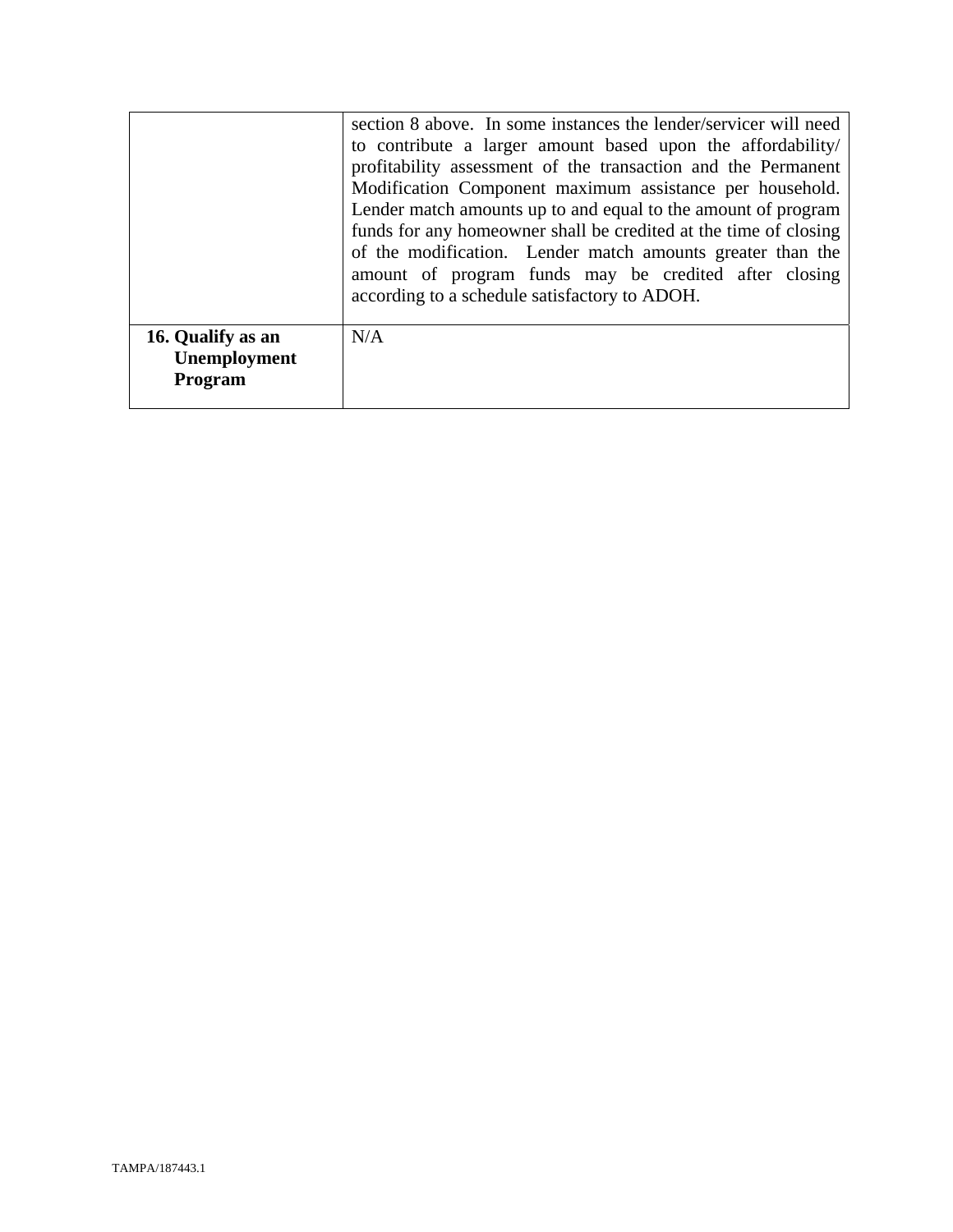| | |
|---|---|
| | section 8 above. In some instances the lender/servicer will need to contribute a larger amount based upon the affordability/ profitability assessment of the transaction and the Permanent Modification Component maximum assistance per household. Lender match amounts up to and equal to the amount of program funds for any homeowner shall be credited at the time of closing of the modification. Lender match amounts greater than the amount of program funds may be credited after closing according to a schedule satisfactory to ADOH. |
| **16. Qualify as an Unemployment Program** | N/A |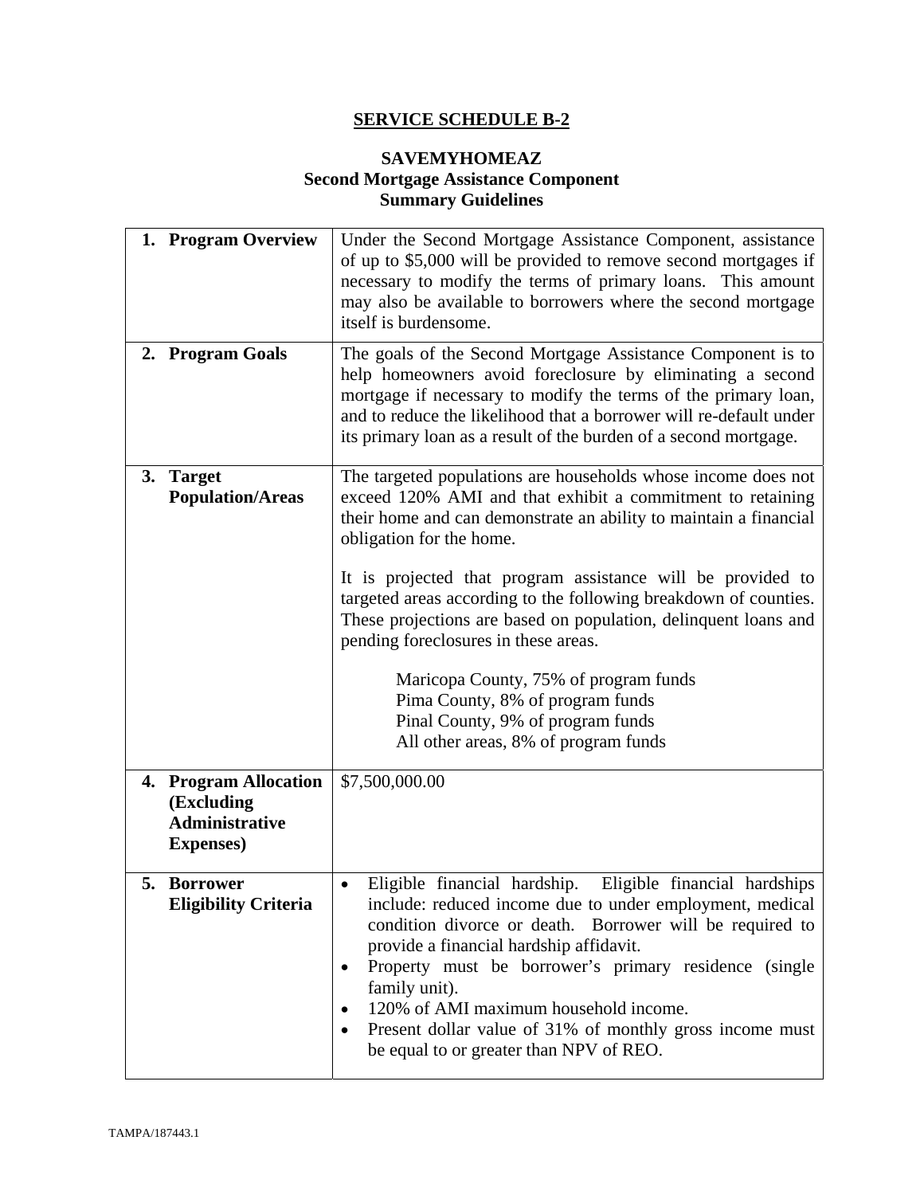# SERVICE SCHEDULE B-2

## SAVEMYHOMEAZ
## Second Mortgage Assistance Component
## Summary Guidelines

| | |
|---|---|
| **1. Program Overview** | Under the Second Mortgage Assistance Component, assistance of up to $5,000 will be provided to remove second mortgages if necessary to modify the terms of primary loans. This amount may also be available to borrowers where the second mortgage itself is burdensome. |
| **2. Program Goals** | The goals of the Second Mortgage Assistance Component is to help homeowners avoid foreclosure by eliminating a second mortgage if necessary to modify the terms of the primary loan, and to reduce the likelihood that a borrower will re-default under its primary loan as a result of the burden of a second mortgage. |
| **3. Target Population/Areas** | The targeted populations are households whose income does not exceed 120% AMI and that exhibit a commitment to retaining their home and can demonstrate an ability to maintain a financial obligation for the home.<br><br>It is projected that program assistance will be provided to targeted areas according to the following breakdown of counties. These projections are based on population, delinquent loans and pending foreclosures in these areas.<br><br>Maricopa County, 75% of program funds<br>Pima County, 8% of program funds<br>Pinal County, 9% of program funds<br>All other areas, 8% of program funds |
| **4. Program Allocation (Excluding Administrative Expenses)** | $7,500,000.00 |
| **5. Borrower Eligibility Criteria** | • Eligible financial hardship. Eligible financial hardships include: reduced income due to under employment, medical condition divorce or death. Borrower will be required to provide a financial hardship affidavit.<br>• Property must be borrower's primary residence (single family unit).<br>• 120% of AMI maximum household income.<br>• Present dollar value of 31% of monthly gross income must be equal to or greater than NPV of REO. |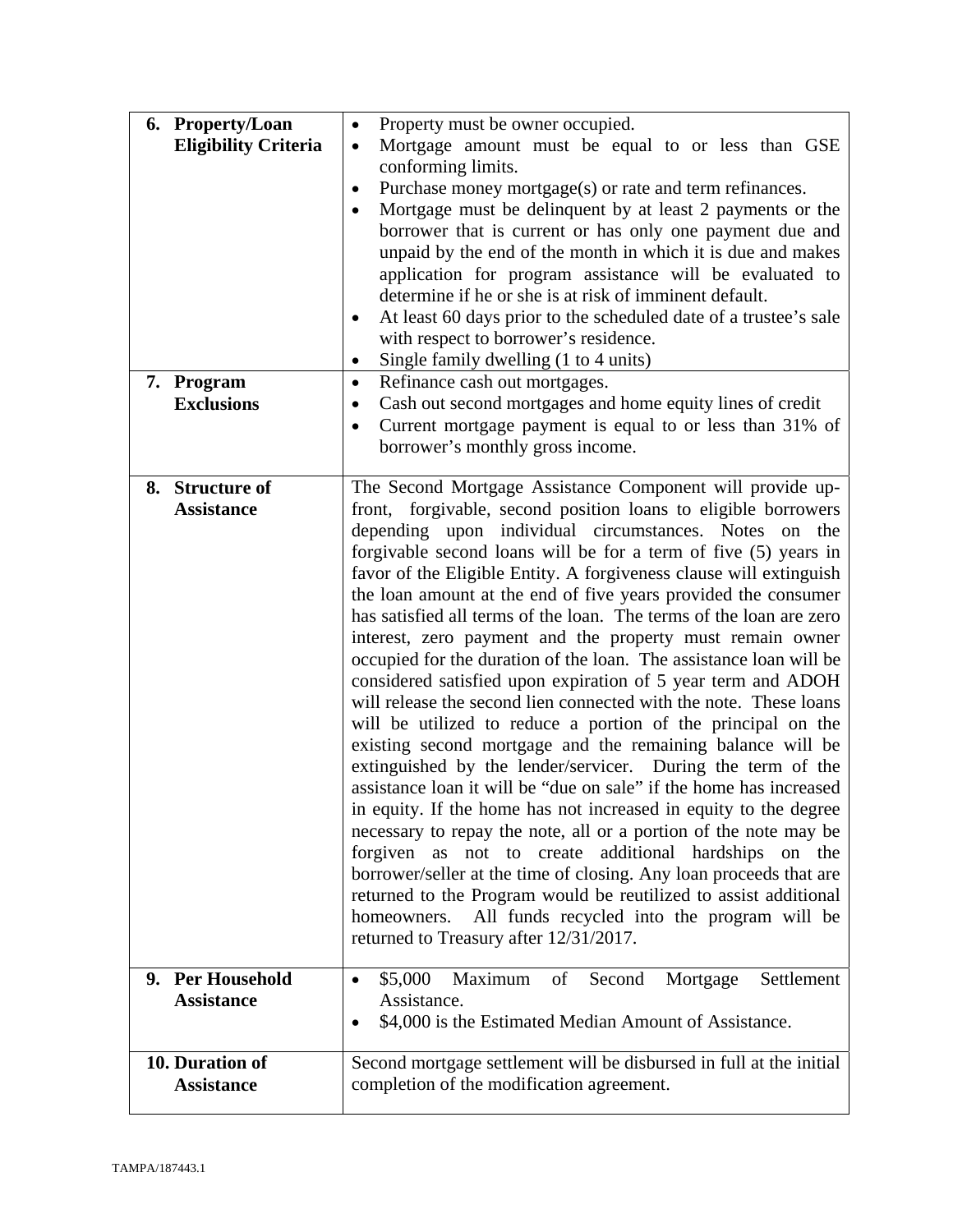| | |
|---|---|
| **6. Property/Loan Eligibility Criteria** | • Property must be owner occupied.<br>• Mortgage amount must be equal to or less than GSE conforming limits.<br>• Purchase money mortgage(s) or rate and term refinances.<br>• Mortgage must be delinquent by at least 2 payments or the borrower that is current or has only one payment due and unpaid by the end of the month in which it is due and makes application for program assistance will be evaluated to determine if he or she is at risk of imminent default.<br>• At least 60 days prior to the scheduled date of a trustee's sale with respect to borrower's residence.<br>• Single family dwelling (1 to 4 units) |
| **7. Program Exclusions** | • Refinance cash out mortgages.<br>• Cash out second mortgages and home equity lines of credit<br>• Current mortgage payment is equal to or less than 31% of borrower's monthly gross income. |
| **8. Structure of Assistance** | The Second Mortgage Assistance Component will provide up-front, forgivable, second position loans to eligible borrowers depending upon individual circumstances. Notes on the forgivable second loans will be for a term of five (5) years in favor of the Eligible Entity. A forgiveness clause will extinguish the loan amount at the end of five years provided the consumer has satisfied all terms of the loan. The terms of the loan are zero interest, zero payment and the property must remain owner occupied for the duration of the loan. The assistance loan will be considered satisfied upon expiration of 5 year term and ADOH will release the second lien connected with the note. These loans will be utilized to reduce a portion of the principal on the existing second mortgage and the remaining balance will be extinguished by the lender/servicer. During the term of the assistance loan it will be "due on sale" if the home has increased in equity. If the home has not increased in equity to the degree necessary to repay the note, all or a portion of the note may be forgiven as not to create additional hardships on the borrower/seller at the time of closing. Any loan proceeds that are returned to the Program would be reutilized to assist additional homeowners. All funds recycled into the program will be returned to Treasury after 12/31/2017. |
| **9. Per Household Assistance** | • $5,000 Maximum of Second Mortgage Settlement Assistance.<br>• $4,000 is the Estimated Median Amount of Assistance. |
| **10. Duration of Assistance** | Second mortgage settlement will be disbursed in full at the initial completion of the modification agreement. |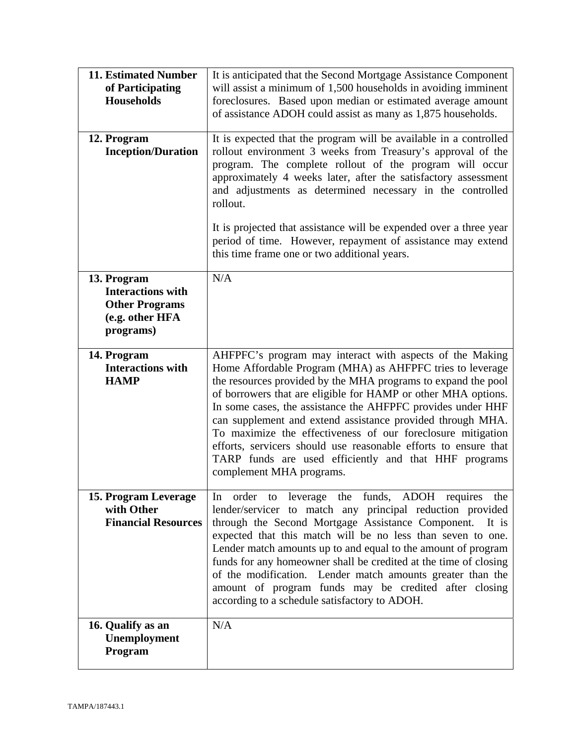| | |
|---|---|
| **11. Estimated Number of Participating Households** | It is anticipated that the Second Mortgage Assistance Component will assist a minimum of 1,500 households in avoiding imminent foreclosures. Based upon median or estimated average amount of assistance ADOH could assist as many as 1,875 households. |
| **12. Program Inception/Duration** | It is expected that the program will be available in a controlled rollout environment 3 weeks from Treasury's approval of the program. The complete rollout of the program will occur approximately 4 weeks later, after the satisfactory assessment and adjustments as determined necessary in the controlled rollout.<br><br>It is projected that assistance will be expended over a three year period of time. However, repayment of assistance may extend this time frame one or two additional years. |
| **13. Program Interactions with Other Programs (e.g. other HFA programs)** | N/A |
| **14. Program Interactions with HAMP** | AHFPFC's program may interact with aspects of the Making Home Affordable Program (MHA) as AHFPFC tries to leverage the resources provided by the MHA programs to expand the pool of borrowers that are eligible for HAMP or other MHA options. In some cases, the assistance the AHFPFC provides under HHF can supplement and extend assistance provided through MHA. To maximize the effectiveness of our foreclosure mitigation efforts, servicers should use reasonable efforts to ensure that TARP funds are used efficiently and that HHF programs complement MHA programs. |
| **15. Program Leverage with Other Financial Resources** | In order to leverage the funds, ADOH requires the lender/servicer to match any principal reduction provided through the Second Mortgage Assistance Component. It is expected that this match will be no less than seven to one. Lender match amounts up to and equal to the amount of program funds for any homeowner shall be credited at the time of closing of the modification. Lender match amounts greater than the amount of program funds may be credited after closing according to a schedule satisfactory to ADOH. |
| **16. Qualify as an Unemployment Program** | N/A |

TAMPA/187443.1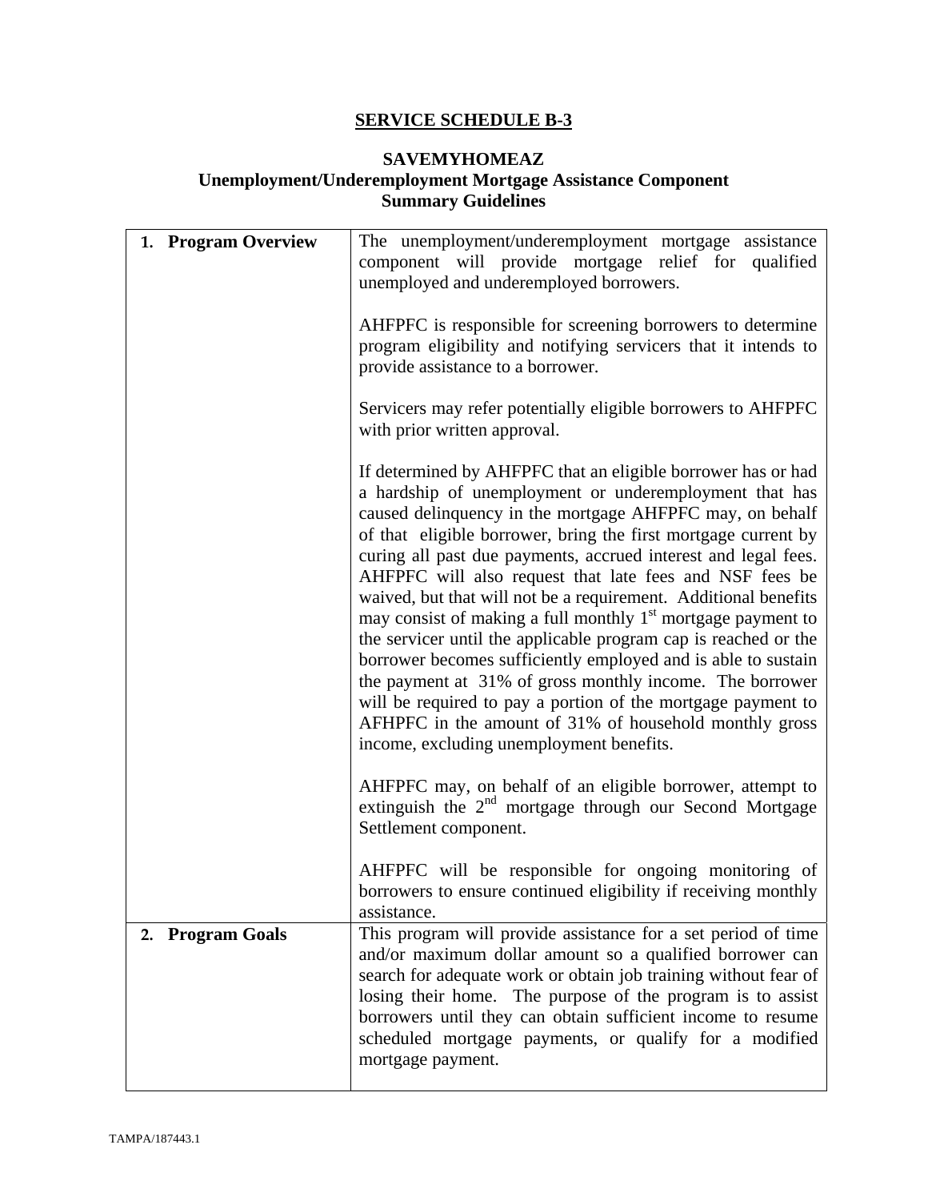## SERVICE SCHEDULE B-3

### SAVEMYHOMEAZ
### Unemployment/Underemployment Mortgage Assistance Component
### Summary Guidelines

| | |
|---|---|
| **1. Program Overview** | The unemployment/underemployment mortgage assistance component will provide mortgage relief for qualified unemployed and underemployed borrowers.<br><br>AHFPFC is responsible for screening borrowers to determine program eligibility and notifying servicers that it intends to provide assistance to a borrower.<br><br>Servicers may refer potentially eligible borrowers to AHFPFC with prior written approval.<br><br>If determined by AHFPFC that an eligible borrower has or had a hardship of unemployment or underemployment that has caused delinquency in the mortgage AHFPFC may, on behalf of that eligible borrower, bring the first mortgage current by curing all past due payments, accrued interest and legal fees. AHFPFC will also request that late fees and NSF fees be waived, but that will not be a requirement. Additional benefits may consist of making a full monthly 1st mortgage payment to the servicer until the applicable program cap is reached or the borrower becomes sufficiently employed and is able to sustain the payment at 31% of gross monthly income. The borrower will be required to pay a portion of the mortgage payment to AFHPFC in the amount of 31% of household monthly gross income, excluding unemployment benefits.<br><br>AHFPFC may, on behalf of an eligible borrower, attempt to extinguish the 2nd mortgage through our Second Mortgage Settlement component.<br><br>AHFPFC will be responsible for ongoing monitoring of borrowers to ensure continued eligibility if receiving monthly assistance. |
| **2. Program Goals** | This program will provide assistance for a set period of time and/or maximum dollar amount so a qualified borrower can search for adequate work or obtain job training without fear of losing their home. The purpose of the program is to assist borrowers until they can obtain sufficient income to resume scheduled mortgage payments, or qualify for a modified mortgage payment. |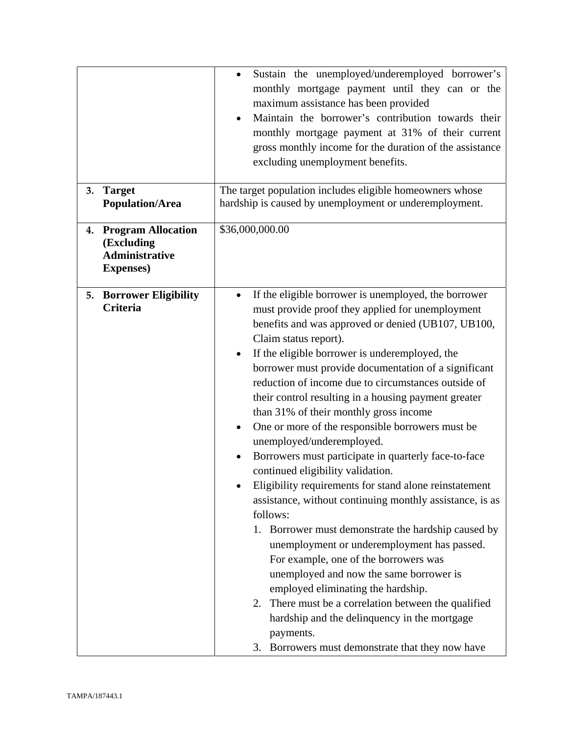| | |
|---|---|
| | • Sustain the unemployed/underemployed borrower's monthly mortgage payment until they can or the maximum assistance has been provided<br>• Maintain the borrower's contribution towards their monthly mortgage payment at 31% of their current gross monthly income for the duration of the assistance excluding unemployment benefits. |
| **3. Target Population/Area** | The target population includes eligible homeowners whose hardship is caused by unemployment or underemployment. |
| **4. Program Allocation (Excluding Administrative Expenses)** | $36,000,000.00 |
| **5. Borrower Eligibility Criteria** | • If the eligible borrower is unemployed, the borrower must provide proof they applied for unemployment benefits and was approved or denied (UB107, UB100, Claim status report).<br>• If the eligible borrower is underemployed, the borrower must provide documentation of a significant reduction of income due to circumstances outside of their control resulting in a housing payment greater than 31% of their monthly gross income<br>• One or more of the responsible borrowers must be unemployed/underemployed.<br>• Borrowers must participate in quarterly face-to-face continued eligibility validation.<br>• Eligibility requirements for stand alone reinstatement assistance, without continuing monthly assistance, is as follows:<br>1. Borrower must demonstrate the hardship caused by unemployment or underemployment has passed. For example, one of the borrowers was unemployed and now the same borrower is employed eliminating the hardship.<br>2. There must be a correlation between the qualified hardship and the delinquency in the mortgage payments.<br>3. Borrowers must demonstrate that they now have |

TAMPA/187443.1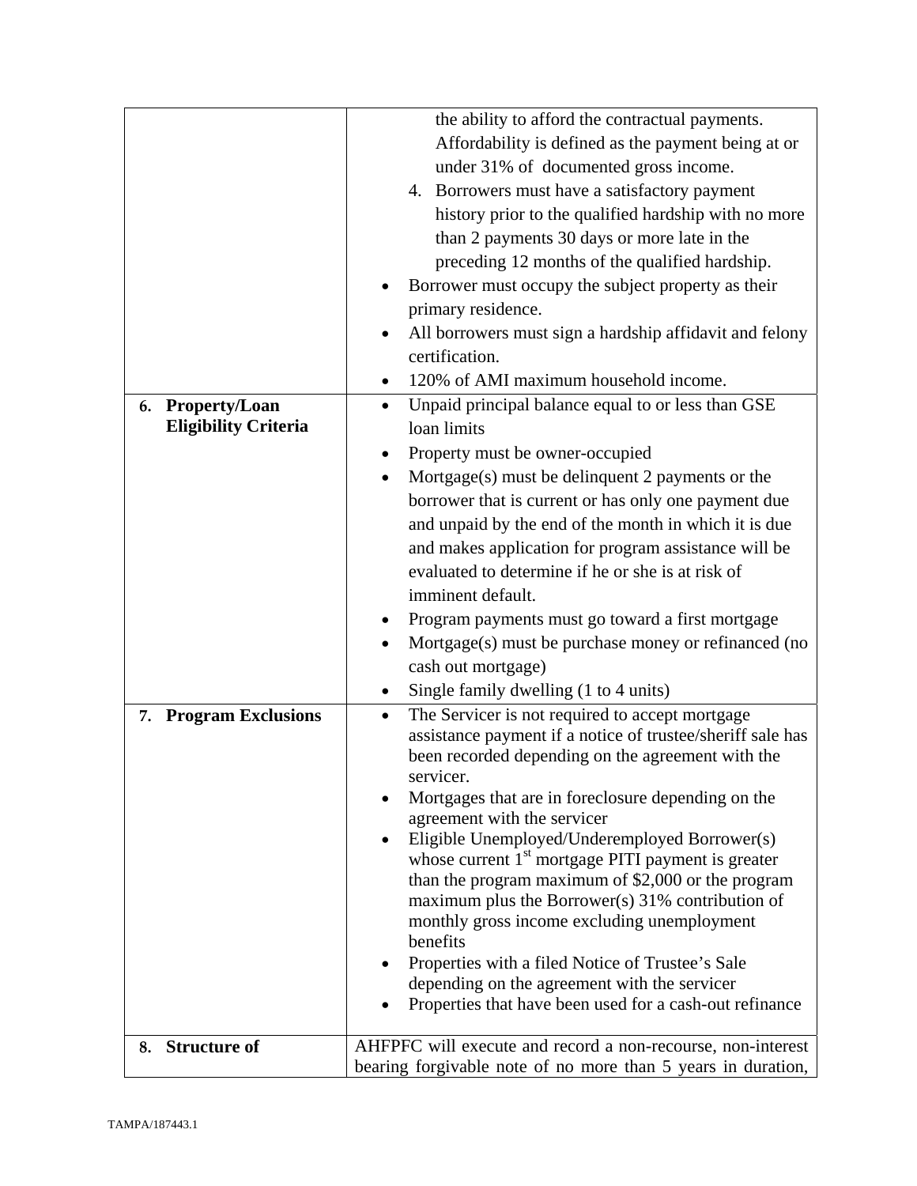| | |
|---|---|
| | the ability to afford the contractual payments. Affordability is defined as the payment being at or under 31% of documented gross income.<br>4. Borrowers must have a satisfactory payment history prior to the qualified hardship with no more than 2 payments 30 days or more late in the preceding 12 months of the qualified hardship.<br>• Borrower must occupy the subject property as their primary residence.<br>• All borrowers must sign a hardship affidavit and felony certification.<br>• 120% of AMI maximum household income. |
| **6. Property/Loan Eligibility Criteria** | • Unpaid principal balance equal to or less than GSE loan limits<br>• Property must be owner-occupied<br>• Mortgage(s) must be delinquent 2 payments or the borrower that is current or has only one payment due and unpaid by the end of the month in which it is due and makes application for program assistance will be evaluated to determine if he or she is at risk of imminent default.<br>• Program payments must go toward a first mortgage<br>• Mortgage(s) must be purchase money or refinanced (no cash out mortgage)<br>• Single family dwelling (1 to 4 units) |
| **7. Program Exclusions** | • The Servicer is not required to accept mortgage assistance payment if a notice of trustee/sheriff sale has been recorded depending on the agreement with the servicer.<br>• Mortgages that are in foreclosure depending on the agreement with the servicer<br>• Eligible Unemployed/Underemployed Borrower(s) whose current 1st mortgage PITI payment is greater than the program maximum of $2,000 or the program maximum plus the Borrower(s) 31% contribution of monthly gross income excluding unemployment benefits<br>• Properties with a filed Notice of Trustee's Sale depending on the agreement with the servicer<br>• Properties that have been used for a cash-out refinance |
| **8. Structure of** | AHFPFC will execute and record a non-recourse, non-interest bearing forgivable note of no more than 5 years in duration, |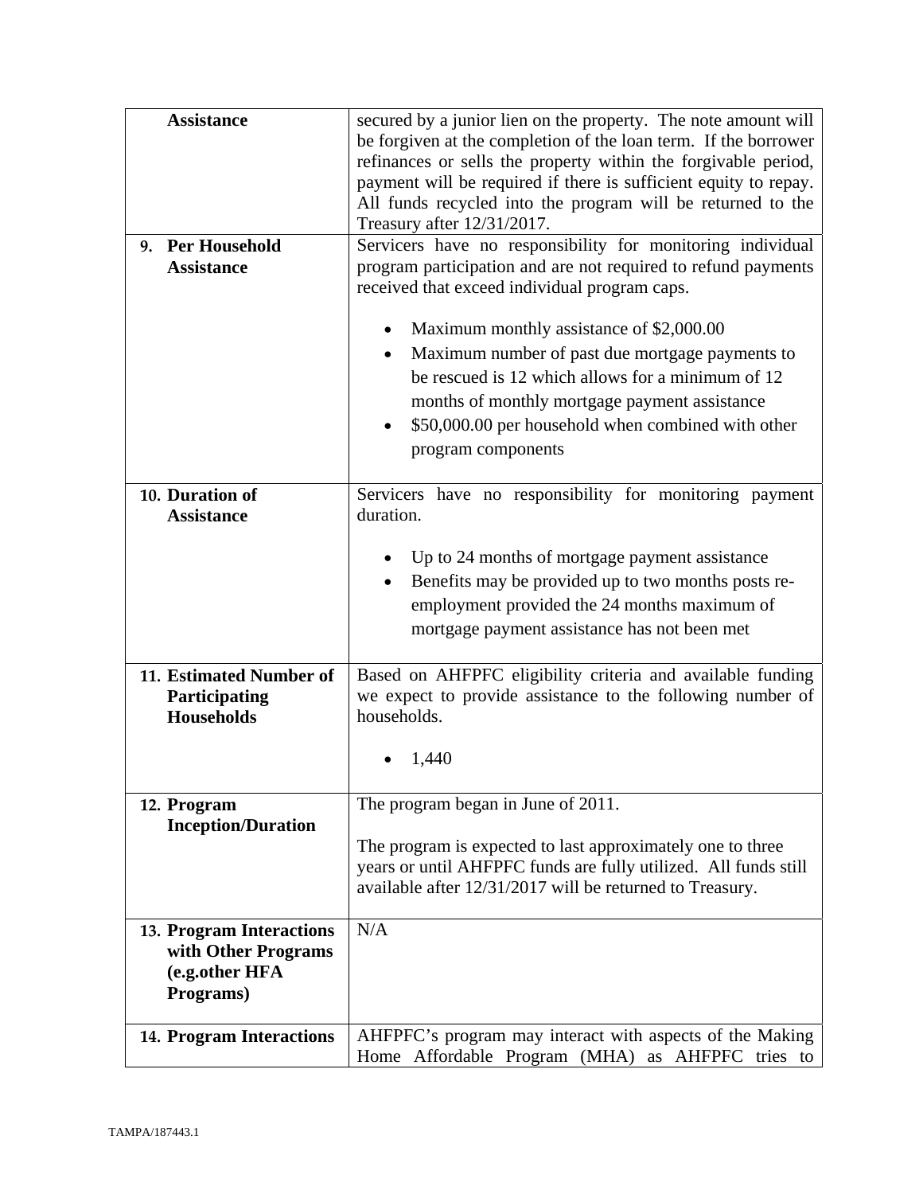| | |
|---|---|
| **Assistance** | secured by a junior lien on the property. The note amount will be forgiven at the completion of the loan term. If the borrower refinances or sells the property within the forgivable period, payment will be required if there is sufficient equity to repay. All funds recycled into the program will be returned to the Treasury after 12/31/2017. |
| **9. Per Household Assistance** | Servicers have no responsibility for monitoring individual program participation and are not required to refund payments received that exceed individual program caps.<br><br>• Maximum monthly assistance of $2,000.00<br>• Maximum number of past due mortgage payments to be rescued is 12 which allows for a minimum of 12 months of monthly mortgage payment assistance<br>• $50,000.00 per household when combined with other program components |
| **10. Duration of Assistance** | Servicers have no responsibility for monitoring payment duration.<br><br>• Up to 24 months of mortgage payment assistance<br>• Benefits may be provided up to two months posts re-employment provided the 24 months maximum of mortgage payment assistance has not been met |
| **11. Estimated Number of Participating Households** | Based on AHFPFC eligibility criteria and available funding we expect to provide assistance to the following number of households.<br><br>• 1,440 |
| **12. Program Inception/Duration** | The program began in June of 2011.<br><br>The program is expected to last approximately one to three years or until AHFPFC funds are fully utilized. All funds still available after 12/31/2017 will be returned to Treasury. |
| **13. Program Interactions with Other Programs (e.g.other HFA Programs)** | N/A |
| **14. Program Interactions** | AHFPFC's program may interact with aspects of the Making Home Affordable Program (MHA) as AHFPFC tries to |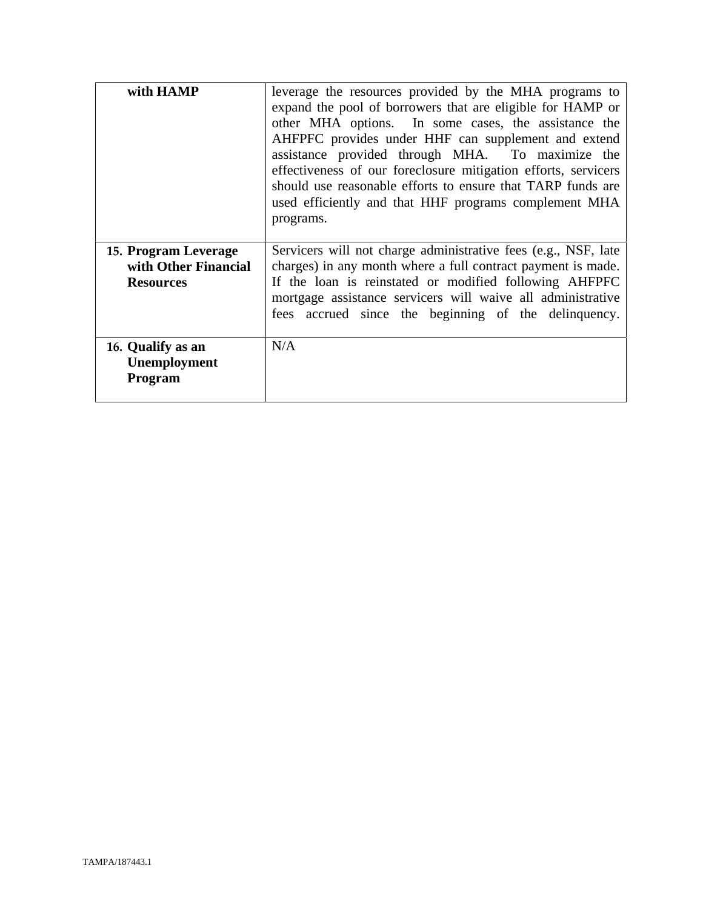| | |
|---|---|
| **with HAMP** | leverage the resources provided by the MHA programs to expand the pool of borrowers that are eligible for HAMP or other MHA options. In some cases, the assistance the AHFPFC provides under HHF can supplement and extend assistance provided through MHA. To maximize the effectiveness of our foreclosure mitigation efforts, servicers should use reasonable efforts to ensure that TARP funds are used efficiently and that HHF programs complement MHA programs. |
| **15. Program Leverage with Other Financial Resources** | Servicers will not charge administrative fees (e.g., NSF, late charges) in any month where a full contract payment is made. If the loan is reinstated or modified following AHFPFC mortgage assistance servicers will waive all administrative fees accrued since the beginning of the delinquency. |
| **16. Qualify as an Unemployment Program** | N/A |

TAMPA/187443.1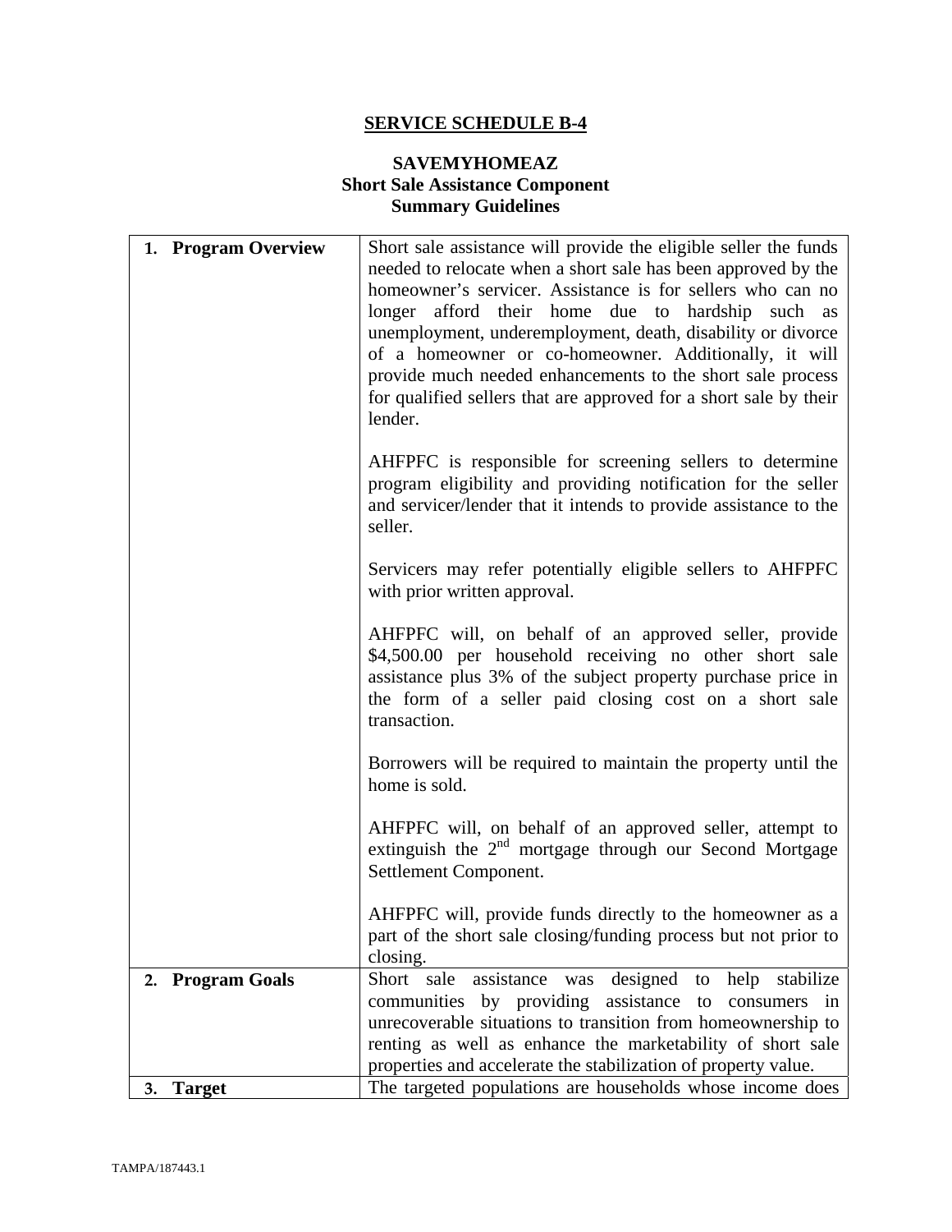# SERVICE SCHEDULE B-4

## SAVEMYHOMEAZ
## Short Sale Assistance Component
## Summary Guidelines

| | |
|---|---|
| **1. Program Overview** | Short sale assistance will provide the eligible seller the funds needed to relocate when a short sale has been approved by the homeowner's servicer. Assistance is for sellers who can no longer afford their home due to hardship such as unemployment, underemployment, death, disability or divorce of a homeowner or co-homeowner. Additionally, it will provide much needed enhancements to the short sale process for qualified sellers that are approved for a short sale by their lender.<br><br>AHFPFC is responsible for screening sellers to determine program eligibility and providing notification for the seller and servicer/lender that it intends to provide assistance to the seller.<br><br>Servicers may refer potentially eligible sellers to AHFPFC with prior written approval.<br><br>AHFPFC will, on behalf of an approved seller, provide $4,500.00 per household receiving no other short sale assistance plus 3% of the subject property purchase price in the form of a seller paid closing cost on a short sale transaction.<br><br>Borrowers will be required to maintain the property until the home is sold.<br><br>AHFPFC will, on behalf of an approved seller, attempt to extinguish the 2nd mortgage through our Second Mortgage Settlement Component.<br><br>AHFPFC will, provide funds directly to the homeowner as a part of the short sale closing/funding process but not prior to closing. |
| **2. Program Goals** | Short sale assistance was designed to help stabilize communities by providing assistance to consumers in unrecoverable situations to transition from homeownership to renting as well as enhance the marketability of short sale properties and accelerate the stabilization of property value. |
| **3. Target** | The targeted populations are households whose income does |

TAMPA/187443.1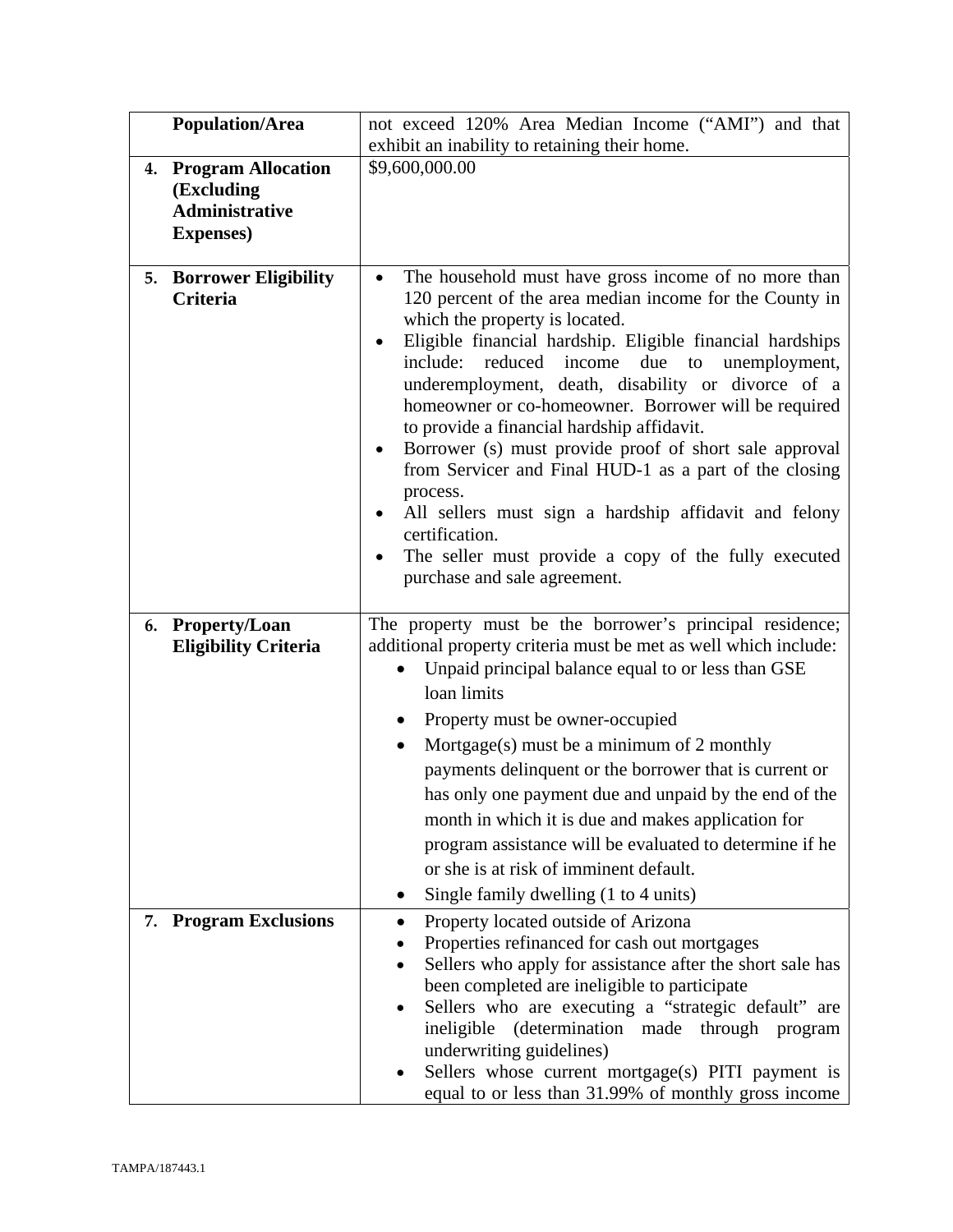| | |
|---|---|
| **Population/Area** | not exceed 120% Area Median Income ("AMI") and that exhibit an inability to retaining their home. |
| **4. Program Allocation (Excluding Administrative Expenses)** | $9,600,000.00 |
| **5. Borrower Eligibility Criteria** | • The household must have gross income of no more than 120 percent of the area median income for the County in which the property is located.<br>• Eligible financial hardship. Eligible financial hardships include: reduced income due to unemployment, underemployment, death, disability or divorce of a homeowner or co-homeowner. Borrower will be required to provide a financial hardship affidavit.<br>• Borrower (s) must provide proof of short sale approval from Servicer and Final HUD-1 as a part of the closing process.<br>• All sellers must sign a hardship affidavit and felony certification.<br>• The seller must provide a copy of the fully executed purchase and sale agreement. |
| **6. Property/Loan Eligibility Criteria** | The property must be the borrower's principal residence; additional property criteria must be met as well which include:<br>• Unpaid principal balance equal to or less than GSE loan limits<br>• Property must be owner-occupied<br>• Mortgage(s) must be a minimum of 2 monthly payments delinquent or the borrower that is current or has only one payment due and unpaid by the end of the month in which it is due and makes application for program assistance will be evaluated to determine if he or she is at risk of imminent default.<br>• Single family dwelling (1 to 4 units) |
| **7. Program Exclusions** | • Property located outside of Arizona<br>• Properties refinanced for cash out mortgages<br>• Sellers who apply for assistance after the short sale has been completed are ineligible to participate<br>• Sellers who are executing a "strategic default" are ineligible (determination made through program underwriting guidelines)<br>• Sellers whose current mortgage(s) PITI payment is equal to or less than 31.99% of monthly gross income |

TAMPA/187443.1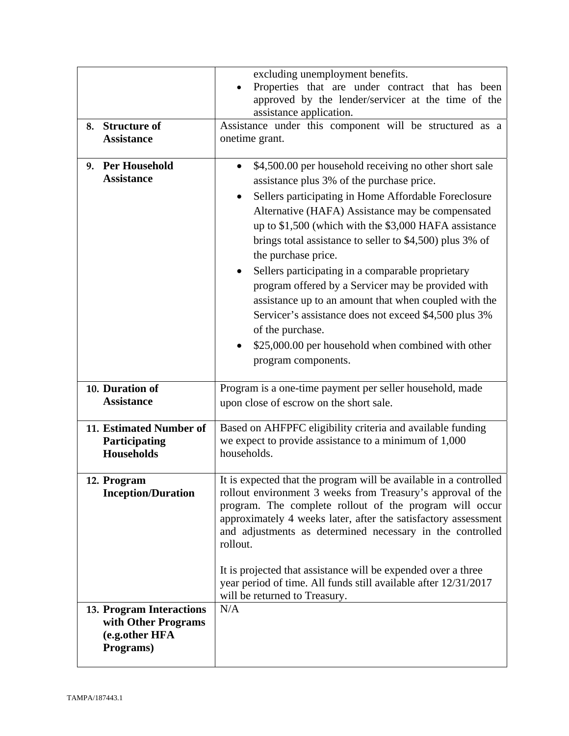| | |
|---|---|
| | excluding unemployment benefits.<br>• Properties that are under contract that has been approved by the lender/servicer at the time of the assistance application. |
| **8. Structure of Assistance** | Assistance under this component will be structured as a onetime grant. |
| **9. Per Household Assistance** | • $4,500.00 per household receiving no other short sale assistance plus 3% of the purchase price.<br>• Sellers participating in Home Affordable Foreclosure Alternative (HAFA) Assistance may be compensated up to $1,500 (which with the $3,000 HAFA assistance brings total assistance to seller to $4,500) plus 3% of the purchase price.<br>• Sellers participating in a comparable proprietary program offered by a Servicer may be provided with assistance up to an amount that when coupled with the Servicer's assistance does not exceed $4,500 plus 3% of the purchase.<br>• $25,000.00 per household when combined with other program components. |
| **10. Duration of Assistance** | Program is a one-time payment per seller household, made upon close of escrow on the short sale. |
| **11. Estimated Number of Participating Households** | Based on AHFPFC eligibility criteria and available funding we expect to provide assistance to a minimum of 1,000 households. |
| **12. Program Inception/Duration** | It is expected that the program will be available in a controlled rollout environment 3 weeks from Treasury's approval of the program. The complete rollout of the program will occur approximately 4 weeks later, after the satisfactory assessment and adjustments as determined necessary in the controlled rollout.<br><br>It is projected that assistance will be expended over a three year period of time. All funds still available after 12/31/2017 will be returned to Treasury. |
| **13. Program Interactions with Other Programs (e.g.other HFA Programs)** | N/A |

TAMPA/187443.1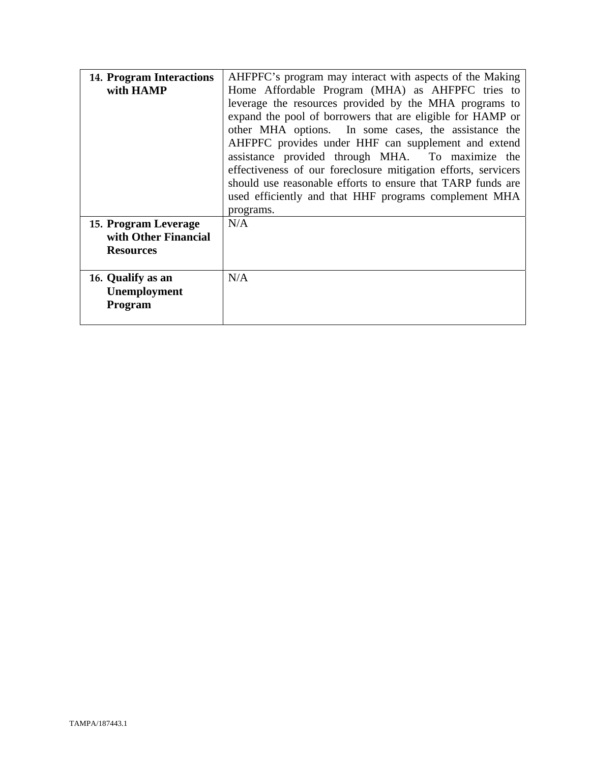| | |
|---|---|
| **14. Program Interactions with HAMP** | AHFPFC's program may interact with aspects of the Making Home Affordable Program (MHA) as AHFPFC tries to leverage the resources provided by the MHA programs to expand the pool of borrowers that are eligible for HAMP or other MHA options. In some cases, the assistance the AHFPFC provides under HHF can supplement and extend assistance provided through MHA. To maximize the effectiveness of our foreclosure mitigation efforts, servicers should use reasonable efforts to ensure that TARP funds are used efficiently and that HHF programs complement MHA programs. |
| **15. Program Leverage with Other Financial Resources** | N/A |
| **16. Qualify as an Unemployment Program** | N/A |